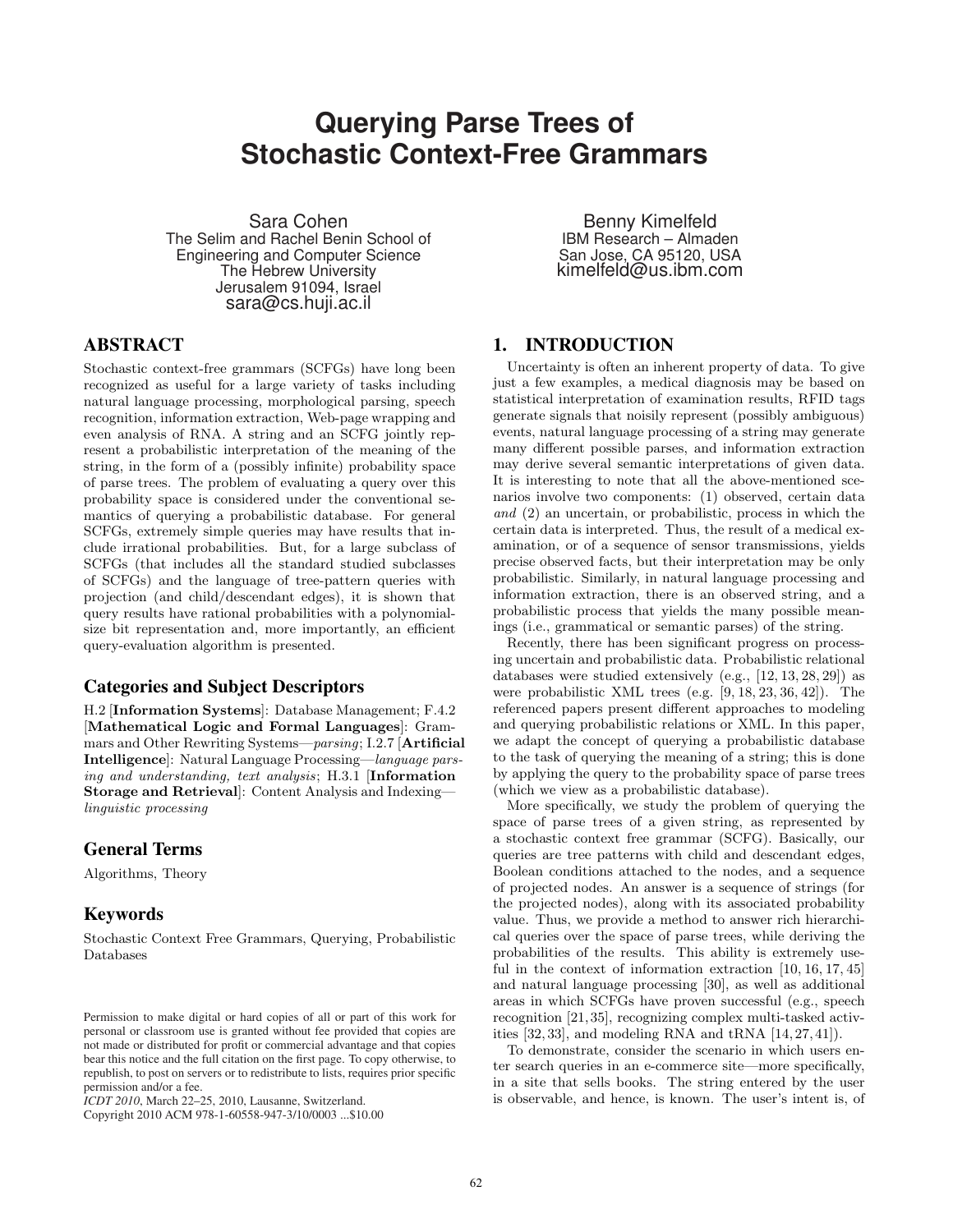# Querying Parse Trees of Stochastic Context-Free Grammars

Sara Cohen
The Selim and Rachel Benin School of Engineering and Computer Science
The Hebrew University
Jerusalem 91094, Israel
sara@cs.huji.ac.il

Benny Kimelfeld
IBM Research – Almaden
San Jose, CA 95120, USA
kimelfeld@us.ibm.com

## ABSTRACT

Stochastic context-free grammars (SCFGs) have long been recognized as useful for a large variety of tasks including natural language processing, morphological parsing, speech recognition, information extraction, Web-page wrapping and even analysis of RNA. A string and an SCFG jointly represent a probabilistic interpretation of the meaning of the string, in the form of a (possibly infinite) probability space of parse trees. The problem of evaluating a query over this probability space is considered under the conventional semantics of querying a probabilistic database. For general SCFGs, extremely simple queries may have results that include irrational probabilities. But, for a large subclass of SCFGs (that includes all the standard studied subclasses of SCFGs) and the language of tree-pattern queries with projection (and child/descendant edges), it is shown that query results have rational probabilities with a polynomial-size bit representation and, more importantly, an efficient query-evaluation algorithm is presented.

### Categories and Subject Descriptors

H.2 [**Information Systems**]: Database Management; F.4.2 [**Mathematical Logic and Formal Languages**]: Grammars and Other Rewriting Systems—*parsing*; I.2.7 [**Artificial Intelligence**]: Natural Language Processing—*language parsing and understanding, text analysis*; H.3.1 [**Information Storage and Retrieval**]: Content Analysis and Indexing—*linguistic processing*

### General Terms

Algorithms, Theory

### Keywords

Stochastic Context Free Grammars, Querying, Probabilistic Databases

Permission to make digital or hard copies of all or part of this work for personal or classroom use is granted without fee provided that copies are not made or distributed for profit or commercial advantage and that copies bear this notice and the full citation on the first page. To copy otherwise, to republish, to post on servers or to redistribute to lists, requires prior specific permission and/or a fee.
*ICDT 2010*, March 22–25, 2010, Lausanne, Switzerland.
Copyright 2010 ACM 978-1-60558-947-3/10/0003 ...$10.00

## 1. INTRODUCTION

Uncertainty is often an inherent property of data. To give just a few examples, a medical diagnosis may be based on statistical interpretation of examination results, RFID tags generate signals that noisily represent (possibly ambiguous) events, natural language processing of a string may generate many different possible parses, and information extraction may derive several semantic interpretations of given data. It is interesting to note that all the above-mentioned scenarios involve two components: (1) observed, certain data *and* (2) an uncertain, or probabilistic, process in which the certain data is interpreted. Thus, the result of a medical examination, or of a sequence of sensor transmissions, yields precise observed facts, but their interpretation may be only probabilistic. Similarly, in natural language processing and information extraction, there is an observed string, and a probabilistic process that yields the many possible meanings (i.e., grammatical or semantic parses) of the string.

Recently, there has been significant progress on processing uncertain and probabilistic data. Probabilistic relational databases were studied extensively (e.g., [12, 13, 28, 29]) as were probabilistic XML trees (e.g. [9, 18, 23, 36, 42]). The referenced papers present different approaches to modeling and querying probabilistic relations or XML. In this paper, we adapt the concept of querying a probabilistic database to the task of querying the meaning of a string; this is done by applying the query to the probability space of parse trees (which we view as a probabilistic database).

More specifically, we study the problem of querying the space of parse trees of a given string, as represented by a stochastic context free grammar (SCFG). Basically, our queries are tree patterns with child and descendant edges, Boolean conditions attached to the nodes, and a sequence of projected nodes. An answer is a sequence of strings (for the projected nodes), along with its associated probability value. Thus, we provide a method to answer rich hierarchical queries over the space of parse trees, while deriving the probabilities of the results. This ability is extremely useful in the context of information extraction [10, 16, 17, 45] and natural language processing [30], as well as additional areas in which SCFGs have proven successful (e.g., speech recognition [21, 35], recognizing complex multi-tasked activities [32, 33], and modeling RNA and tRNA [14, 27, 41]).

To demonstrate, consider the scenario in which users enter search queries in an e-commerce site—more specifically, in a site that sells books. The string entered by the user is observable, and hence, is known. The user's intent is, of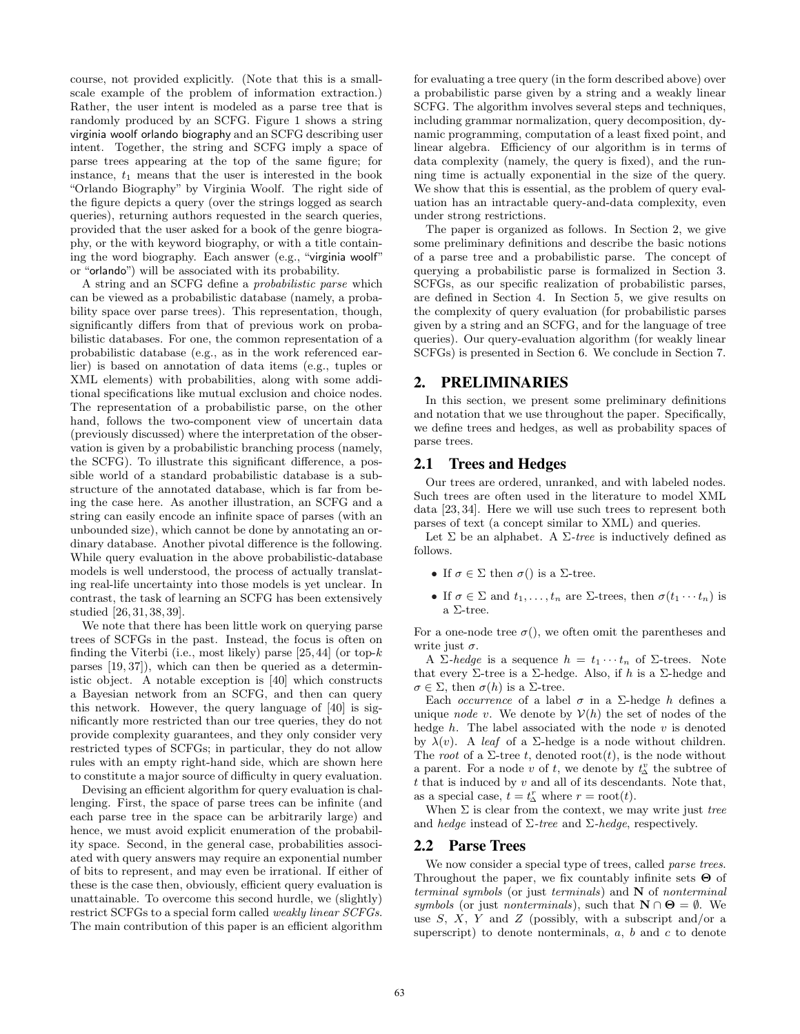course, not provided explicitly. (Note that this is a small-scale example of the problem of information extraction.) Rather, the user intent is modeled as a parse tree that is randomly produced by an SCFG. Figure 1 shows a string virginia woolf orlando biography and an SCFG describing user intent. Together, the string and SCFG imply a space of parse trees appearing at the top of the same figure; for instance, $t_1$ means that the user is interested in the book "Orlando Biography" by Virginia Woolf. The right side of the figure depicts a query (over the strings logged as search queries), returning authors requested in the search queries, provided that the user asked for a book of the genre biography, or the with keyword biography, or with a title containing the word biography. Each answer (e.g., "virginia woolf" or "orlando") will be associated with its probability.

A string and an SCFG define a *probabilistic parse* which can be viewed as a probabilistic database (namely, a probability space over parse trees). This representation, though, significantly differs from that of previous work on probabilistic databases. For one, the common representation of a probabilistic database (e.g., as in the work referenced earlier) is based on annotation of data items (e.g., tuples or XML elements) with probabilities, along with some additional specifications like mutual exclusion and choice nodes. The representation of a probabilistic parse, on the other hand, follows the two-component view of uncertain data (previously discussed) where the interpretation of the observation is given by a probabilistic branching process (namely, the SCFG). To illustrate this significant difference, a possible world of a standard probabilistic database is a substructure of the annotated database, which is far from being the case here. As another illustration, an SCFG and a string can easily encode an infinite space of parses (with an unbounded size), which cannot be done by annotating an ordinary database. Another pivotal difference is the following. While query evaluation in the above probabilistic-database models is well understood, the process of actually translating real-life uncertainty into those models is yet unclear. In contrast, the task of learning an SCFG has been extensively studied [26,31,38,39].

We note that there has been little work on querying parse trees of SCFGs in the past. Instead, the focus is often on finding the Viterbi (i.e., most likely) parse [25,44] (or top-$k$ parses [19,37]), which can then be queried as a deterministic object. A notable exception is [40] which constructs a Bayesian network from an SCFG, and then can query this network. However, the query language of [40] is significantly more restricted than our tree queries, they do not provide complexity guarantees, and they only consider very restricted types of SCFGs; in particular, they do not allow rules with an empty right-hand side, which are shown here to constitute a major source of difficulty in query evaluation.

Devising an efficient algorithm for query evaluation is challenging. First, the space of parse trees can be infinite (and each parse tree in the space can be arbitrarily large) and hence, we must avoid explicit enumeration of the probability space. Second, in the general case, probabilities associated with query answers may require an exponential number of bits to represent, and may even be irrational. If either of these is the case then, obviously, efficient query evaluation is unattainable. To overcome this second hurdle, we (slightly) restrict SCFGs to a special form called *weakly linear SCFGs*. The main contribution of this paper is an efficient algorithm for evaluating a tree query (in the form described above) over a probabilistic parse given by a string and a weakly linear SCFG. The algorithm involves several steps and techniques, including grammar normalization, query decomposition, dynamic programming, computation of a least fixed point, and linear algebra. Efficiency of our algorithm is in terms of data complexity (namely, the query is fixed), and the running time is actually exponential in the size of the query. We show that this is essential, as the problem of query evaluation has an intractable query-and-data complexity, even under strong restrictions.

The paper is organized as follows. In Section 2, we give some preliminary definitions and describe the basic notions of a parse tree and a probabilistic parse. The concept of querying a probabilistic parse is formalized in Section 3. SCFGs, as our specific realization of probabilistic parses, are defined in Section 4. In Section 5, we give results on the complexity of query evaluation (for probabilistic parses given by a string and an SCFG, and for the language of tree queries). Our query-evaluation algorithm (for weakly linear SCFGs) is presented in Section 6. We conclude in Section 7.

## 2. PRELIMINARIES

In this section, we present some preliminary definitions and notation that we use throughout the paper. Specifically, we define trees and hedges, as well as probability spaces of parse trees.

### 2.1 Trees and Hedges

Our trees are ordered, unranked, and with labeled nodes. Such trees are often used in the literature to model XML data [23,34]. Here we will use such trees to represent both parses of text (a concept similar to XML) and queries.

Let $\Sigma$ be an alphabet. A $\Sigma$*-tree* is inductively defined as follows.

- If $\sigma \in \Sigma$ then $\sigma()$ is a $\Sigma$-tree.
- If $\sigma \in \Sigma$ and $t_1, \dots, t_n$ are $\Sigma$-trees, then $\sigma(t_1 \cdots t_n)$ is a $\Sigma$-tree.

For a one-node tree $\sigma()$, we often omit the parentheses and write just $\sigma$.

A $\Sigma$*-hedge* is a sequence $h = t_1 \cdots t_n$ of $\Sigma$-trees. Note that every $\Sigma$-tree is a $\Sigma$-hedge. Also, if $h$ is a $\Sigma$-hedge and $\sigma \in \Sigma$, then $\sigma(h)$ is a $\Sigma$-tree.

Each *occurrence* of a label $\sigma$ in a $\Sigma$-hedge $h$ defines a unique *node* $v$. We denote by $\mathcal{V}(h)$ the set of nodes of the hedge $h$. The label associated with the node $v$ is denoted by $\lambda(v)$. A *leaf* of a $\Sigma$-hedge is a node without children. The *root* of a $\Sigma$-tree $t$, denoted $\text{root}(t)$, is the node without a parent. For a node $v$ of $t$, we denote by $t^v_\Delta$ the subtree of $t$ that is induced by $v$ and all of its descendants. Note that, as a special case, $t = t^r_\Delta$ where $r = \text{root}(t)$.

When $\Sigma$ is clear from the context, we may write just *tree* and *hedge* instead of $\Sigma$*-tree* and $\Sigma$*-hedge*, respectively.

### 2.2 Parse Trees

We now consider a special type of trees, called *parse trees*. Throughout the paper, we fix countably infinite sets $\mathbf{\Theta}$ of *terminal symbols* (or just *terminals*) and $\mathbf{N}$ of *nonterminal symbols* (or just *nonterminals*), such that $\mathbf{N} \cap \mathbf{\Theta} = \emptyset$. We use $S$, $X$, $Y$ and $Z$ (possibly, with a subscript and/or a superscript) to denote nonterminals, $a$, $b$ and $c$ to denote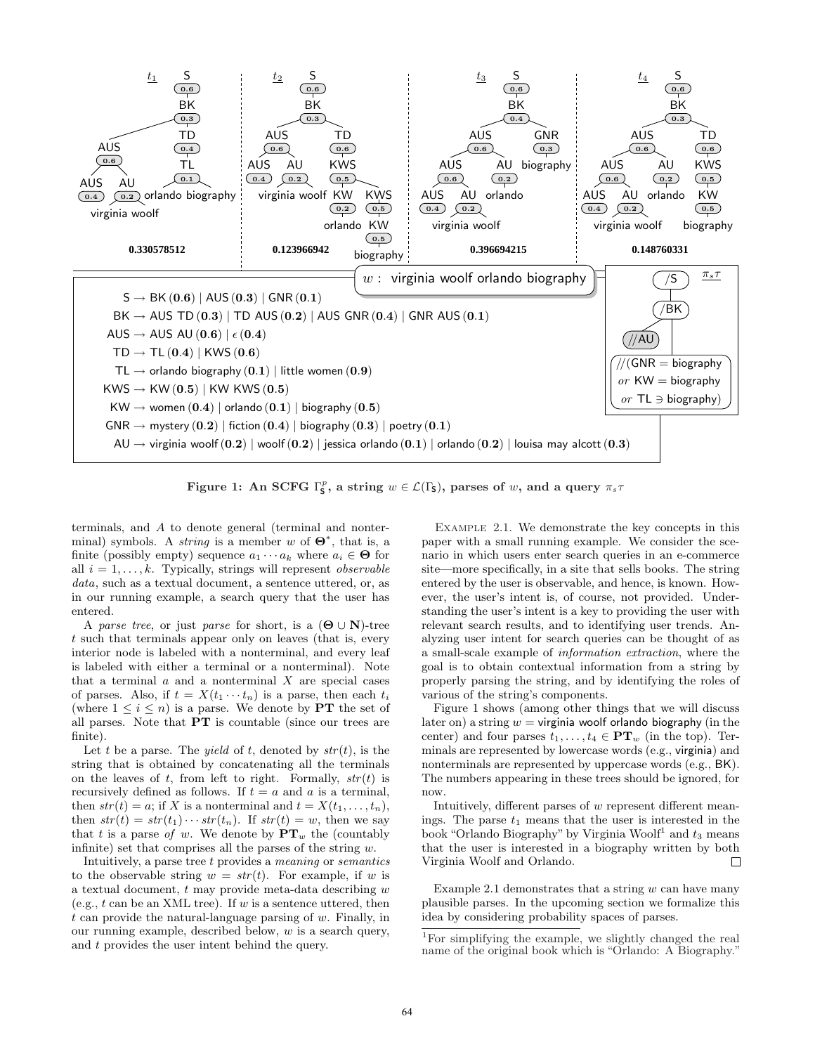**Figure 1: An SCFG $\Gamma^p_{\mathsf{S}}$, a string $w \in \mathcal{L}(\Gamma_{\mathsf{S}})$, parses of $w$, and a query $\pi_s\tau$**

terminals, and $A$ to denote general (terminal and nonterminal) symbols. A *string* is a member $w$ of $\mathbf{\Theta}^*$, that is, a finite (possibly empty) sequence $a_1 \cdots a_k$ where $a_i \in \mathbf{\Theta}$ for all $i = 1, \ldots, k$. Typically, strings will represent *observable data*, such as a textual document, a sentence uttered, or, as in our running example, a search query that the user has entered.

A *parse tree*, or just *parse* for short, is a $(\mathbf{\Theta} \cup \mathbf{N})$-tree $t$ such that terminals appear only on leaves (that is, every interior node is labeled with a nonterminal, and every leaf is labeled with either a terminal or a nonterminal). Note that a terminal $a$ and a nonterminal $X$ are special cases of parses. Also, if $t = X(t_1 \cdots t_n)$ is a parse, then each $t_i$ (where $1 \leq i \leq n$) is a parse. We denote by $\mathbf{PT}$ the set of all parses. Note that $\mathbf{PT}$ is countable (since our trees are finite).

Let $t$ be a parse. The *yield* of $t$, denoted by $str(t)$, is the string that is obtained by concatenating all the terminals on the leaves of $t$, from left to right. Formally, $str(t)$ is recursively defined as follows. If $t = a$ and $a$ is a terminal, then $str(t) = a$; if $X$ is a nonterminal and $t = X(t_1, \ldots, t_n)$, then $str(t) = str(t_1) \cdots str(t_n)$. If $str(t) = w$, then we say that $t$ is a parse *of* $w$. We denote by $\mathbf{PT}_w$ the (countably infinite) set that comprises all the parses of the string $w$.

Intuitively, a parse tree $t$ provides a *meaning* or *semantics* to the observable string $w = str(t)$. For example, if $w$ is a textual document, $t$ may provide meta-data describing $w$ (e.g., $t$ can be an XML tree). If $w$ is a sentence uttered, then $t$ can provide the natural-language parsing of $w$. Finally, in our running example, described below, $w$ is a search query, and $t$ provides the user intent behind the query.

Example 2.1. We demonstrate the key concepts in this paper with a small running example. We consider the scenario in which users enter search queries in an e-commerce site—more specifically, in a site that sells books. The string entered by the user is observable, and hence, is known. However, the user's intent is, of course, not provided. Understanding the user's intent is a key to providing the user with relevant search results, and to identifying user trends. Analyzing user intent for search queries can be thought of as a small-scale example of *information extraction*, where the goal is to obtain contextual information from a string by properly parsing the string, and by identifying the roles of various of the string's components.

Figure 1 shows (among other things that we will discuss later on) a string $w$ = virginia woolf orlando biography (in the center) and four parses $t_1, \ldots, t_4 \in \mathbf{PT}_w$ (in the top). Terminals are represented by lowercase words (e.g., virginia) and nonterminals are represented by uppercase words (e.g., BK). The numbers appearing in these trees should be ignored, for now.

Intuitively, different parses of $w$ represent different meanings. The parse $t_1$ means that the user is interested in the book "Orlando Biography" by Virginia Woolf[1] and $t_3$ means that the user is interested in a biography written by both Virginia Woolf and Orlando. □

Example 2.1 demonstrates that a string $w$ can have many plausible parses. In the upcoming section we formalize this idea by considering probability spaces of parses.

[1]For simplifying the example, we slightly changed the real name of the original book which is "Orlando: A Biography."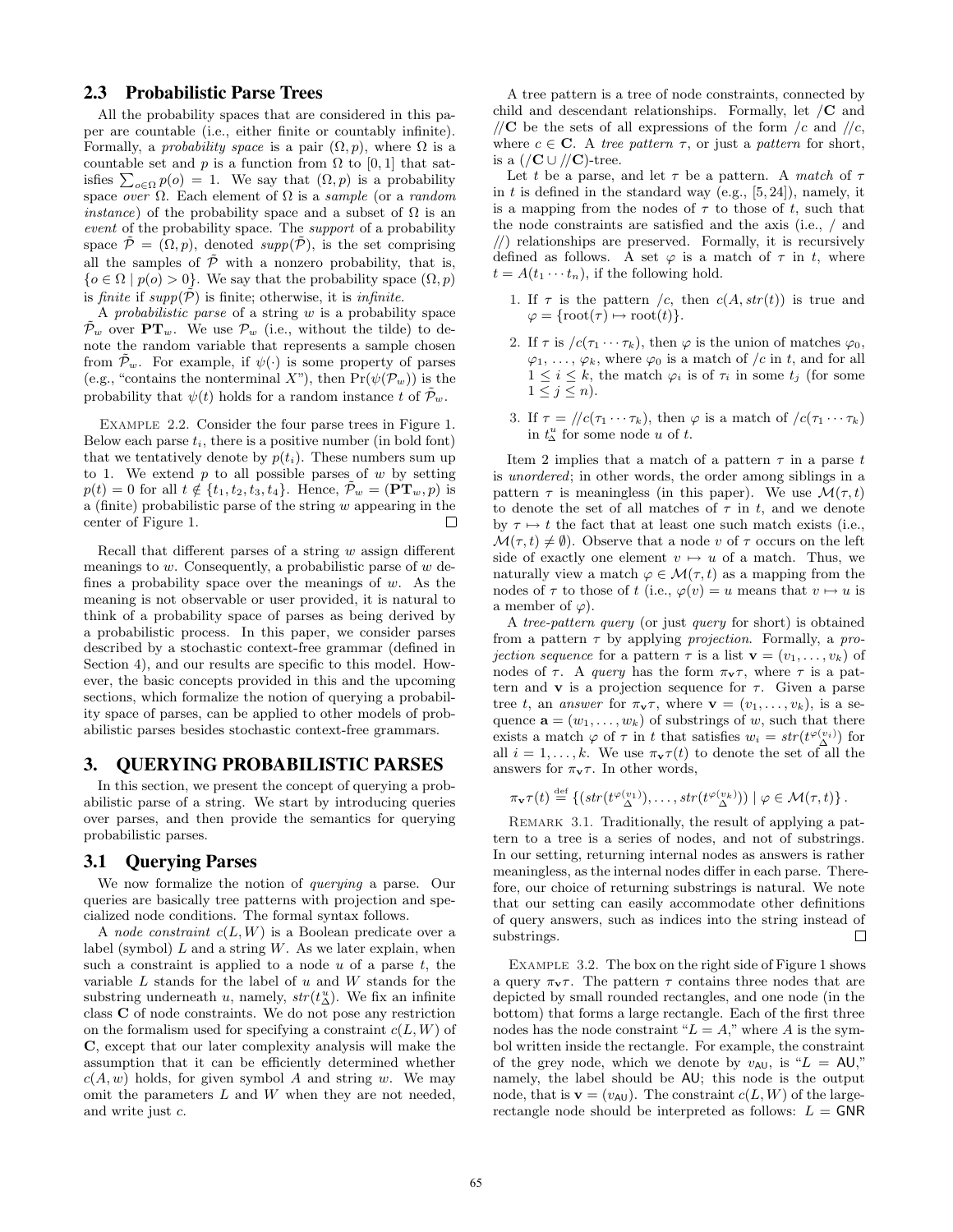## 2.3 Probabilistic Parse Trees

All the probability spaces that are considered in this paper are countable (i.e., either finite or countably infinite). Formally, a *probability space* is a pair $(\Omega, p)$, where $\Omega$ is a countable set and $p$ is a function from $\Omega$ to $[0, 1]$ that satisfies $\sum_{o \in \Omega} p(o) = 1$. We say that $(\Omega, p)$ is a probability space *over* $\Omega$. Each element of $\Omega$ is a *sample* (or a *random instance*) of the probability space and a subset of $\Omega$ is an *event* of the probability space. The *support* of a probability space $\tilde{\mathcal{P}} = (\Omega, p)$, denoted $supp(\tilde{\mathcal{P}})$, is the set comprising all the samples of $\tilde{\mathcal{P}}$ with a nonzero probability, that is, $\{o \in \Omega \mid p(o) > 0\}$. We say that the probability space $(\Omega, p)$ is *finite* if $supp(\tilde{\mathcal{P}})$ is finite; otherwise, it is *infinite*.

A *probabilistic parse* of a string $w$ is a probability space $\tilde{\mathcal{P}}_w$ over $\mathbf{PT}_w$. We use $\mathcal{P}_w$ (i.e., without the tilde) to denote the random variable that represents a sample chosen from $\tilde{\mathcal{P}}_w$. For example, if $\psi(\cdot)$ is some property of parses (e.g., "contains the nonterminal $X$"), then $\Pr(\psi(\mathcal{P}_w))$ is the probability that $\psi(t)$ holds for a random instance $t$ of $\tilde{\mathcal{P}}_w$.

Example 2.2. Consider the four parse trees in Figure 1. Below each parse $t_i$, there is a positive number (in bold font) that we tentatively denote by $p(t_i)$. These numbers sum up to 1. We extend $p$ to all possible parses of $w$ by setting $p(t) = 0$ for all $t \notin \{t_1, t_2, t_3, t_4\}$. Hence, $\tilde{\mathcal{P}}_w = (\mathbf{PT}_w, p)$ is a (finite) probabilistic parse of the string $w$ appearing in the center of Figure 1. □

Recall that different parses of a string $w$ assign different meanings to $w$. Consequently, a probabilistic parse of $w$ defines a probability space over the meanings of $w$. As the meaning is not observable or user provided, it is natural to think of a probability space of parses as being derived by a probabilistic process. In this paper, we consider parses described by a stochastic context-free grammar (defined in Section 4), and our results are specific to this model. However, the basic concepts provided in this and the upcoming sections, which formalize the notion of querying a probability space of parses, can be applied to other models of probabilistic parses besides stochastic context-free grammars.

# 3. QUERYING PROBABILISTIC PARSES

In this section, we present the concept of querying a probabilistic parse of a string. We start by introducing queries over parses, and then provide the semantics for querying probabilistic parses.

## 3.1 Querying Parses

We now formalize the notion of *querying* a parse. Our queries are basically tree patterns with projection and specialized node conditions. The formal syntax follows.

A *node constraint* $c(L, W)$ is a Boolean predicate over a label (symbol) $L$ and a string $W$. As we later explain, when such a constraint is applied to a node $u$ of a parse $t$, the variable $L$ stands for the label of $u$ and $W$ stands for the substring underneath $u$, namely, $str(t^u_\Delta)$. We fix an infinite class $\mathbf{C}$ of node constraints. We do not pose any restriction on the formalism used for specifying a constraint $c(L, W)$ of $\mathbf{C}$, except that our later complexity analysis will make the assumption that it can be efficiently determined whether $c(A, w)$ holds, for given symbol $A$ and string $w$. We may omit the parameters $L$ and $W$ when they are not needed, and write just $c$.

A tree pattern is a tree of node constraints, connected by child and descendant relationships. Formally, let $/\mathbf{C}$ and $//\mathbf{C}$ be the sets of all expressions of the form $/c$ and $//c$, where $c \in \mathbf{C}$. A *tree pattern* $\tau$, or just a *pattern* for short, is a $(/\mathbf{C} \cup //\mathbf{C})$-tree.

Let $t$ be a parse, and let $\tau$ be a pattern. A *match* of $\tau$ in $t$ is defined in the standard way (e.g., [5, 24]), namely, it is a mapping from the nodes of $\tau$ to those of $t$, such that the node constraints are satisfied and the axis (i.e., / and //) relationships are preserved. Formally, it is recursively defined as follows. A set $\varphi$ is a match of $\tau$ in $t$, where $t = A(t_1 \cdots t_n)$, if the following hold.

1. If $\tau$ is the pattern $/c$, then $c(A, str(t))$ is true and $\varphi = \{\text{root}(\tau) \mapsto \text{root}(t)\}$.
2. If $\tau$ is $/c(\tau_1 \cdots \tau_k)$, then $\varphi$ is the union of matches $\varphi_0$, $\varphi_1, \ldots, \varphi_k$, where $\varphi_0$ is a match of $/c$ in $t$, and for all $1 \le i \le k$, the match $\varphi_i$ is of $\tau_i$ in some $t_j$ (for some $1 \le j \le n$).
3. If $\tau = //c(\tau_1 \cdots \tau_k)$, then $\varphi$ is a match of $/c(\tau_1 \cdots \tau_k)$ in $t^u_\Delta$ for some node $u$ of $t$.

Item 2 implies that a match of a pattern $\tau$ in a parse $t$ is *unordered*; in other words, the order among siblings in a pattern $\tau$ is meaningless (in this paper). We use $\mathcal{M}(\tau, t)$ to denote the set of all matches of $\tau$ in $t$, and we denote by $\tau \mapsto t$ the fact that at least one such match exists (i.e., $\mathcal{M}(\tau, t) \neq \emptyset$). Observe that a node $v$ of $\tau$ occurs on the left side of exactly one element $v \mapsto u$ of a match. Thus, we naturally view a match $\varphi \in \mathcal{M}(\tau, t)$ as a mapping from the nodes of $\tau$ to those of $t$ (i.e., $\varphi(v) = u$ means that $v \mapsto u$ is a member of $\varphi$).

A *tree-pattern query* (or just *query* for short) is obtained from a pattern $\tau$ by applying *projection*. Formally, a *projection sequence* for a pattern $\tau$ is a list $\mathbf{v} = (v_1, \ldots, v_k)$ of nodes of $\tau$. A *query* has the form $\pi_\mathbf{v}\tau$, where $\tau$ is a pattern and $\mathbf{v}$ is a projection sequence for $\tau$. Given a parse tree $t$, an *answer* for $\pi_\mathbf{v}\tau$, where $\mathbf{v} = (v_1, \ldots, v_k)$, is a sequence $\mathbf{a} = (w_1, \ldots, w_k)$ of substrings of $w$, such that there exists a match $\varphi$ of $\tau$ in $t$ that satisfies $w_i = str(t^{\varphi(v_i)}_\Delta)$ for all $i = 1, \ldots, k$. We use $\pi_\mathbf{v}\tau(t)$ to denote the set of all the answers for $\pi_\mathbf{v}\tau$. In other words,

$$\pi_\mathbf{v}\tau(t) \stackrel{\text{def}}{=} \left\{ (str(t^{\varphi(v_1)}_\Delta), \ldots, str(t^{\varphi(v_k)}_\Delta)) \mid \varphi \in \mathcal{M}(\tau, t) \right\}.$$

Remark 3.1. Traditionally, the result of applying a pattern to a tree is a series of nodes, and not of substrings. In our setting, returning internal nodes as answers is rather meaningless, as the internal nodes differ in each parse. Therefore, our choice of returning substrings is natural. We note that our setting can easily accommodate other definitions of query answers, such as indices into the string instead of substrings. □

Example 3.2. The box on the right side of Figure 1 shows a query $\pi_\mathbf{v}\tau$. The pattern $\tau$ contains three nodes that are depicted by small rounded rectangles, and one node (in the bottom) that forms a large rectangle. Each of the first three nodes has the node constraint "$L = A$," where $A$ is the symbol written inside the rectangle. For example, the constraint of the grey node, which we denote by $v_{\mathsf{AU}}$, is "$L = \mathsf{AU}$," namely, the label should be AU; this node is the output node, that is $\mathbf{v} = (v_{\mathsf{AU}})$. The constraint $c(L, W)$ of the large-rectangle node should be interpreted as follows: $L = \mathsf{GNR}$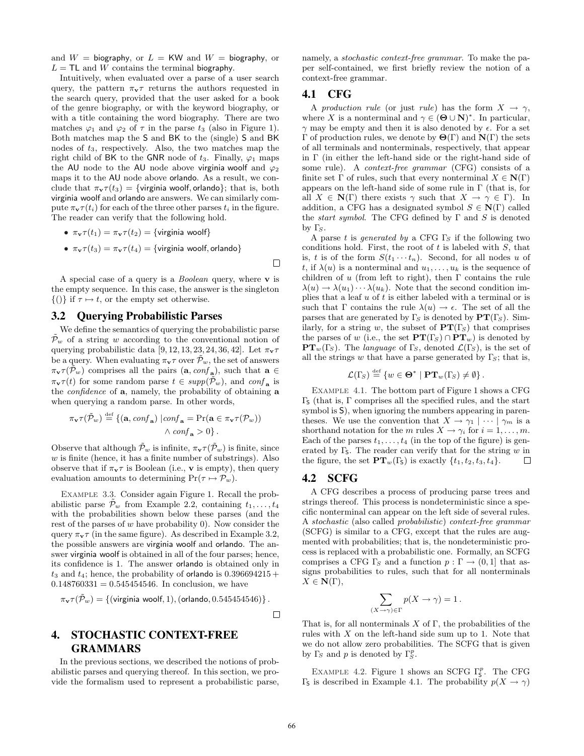and $W$ = biography, or $L$ = KW and $W$ = biography, or $L$ = TL and $W$ contains the terminal biography.

Intuitively, when evaluated over a parse of a user search query, the pattern $\pi_{\mathbf{v}}\tau$ returns the authors requested in the search query, provided that the user asked for a book of the genre biography, or with the keyword biography, or with a title containing the word biography. There are two matches $\varphi_1$ and $\varphi_2$ of $\tau$ in the parse $t_3$ (also in Figure 1). Both matches map the S and BK to the (single) S and BK nodes of $t_3$, respectively. Also, the two matches map the right child of BK to the GNR node of $t_3$. Finally, $\varphi_1$ maps the AU node to the AU node above virginia woolf and $\varphi_2$ maps it to the AU node above orlando. As a result, we conclude that $\pi_{\mathbf{v}}\tau(t_3) = \{\text{virginia woolf}, \text{orlando}\}$; that is, both virginia woolf and orlando are answers. We can similarly compute $\pi_{\mathbf{v}}\tau(t_i)$ for each of the three other parses $t_i$ in the figure. The reader can verify that the following hold.

- $\pi_{\mathbf{v}}\tau(t_1) = \pi_{\mathbf{v}}\tau(t_2) = \{\text{virginia woolf}\}$
- $\pi_{\mathbf{v}}\tau(t_3) = \pi_{\mathbf{v}}\tau(t_4) = \{\text{virginia woolf}, \text{orlando}\}$

□

A special case of a query is a *Boolean* query, where $\mathbf{v}$ is the empty sequence. In this case, the answer is the singleton $\{()\}$ if $\tau \mapsto t$, or the empty set otherwise.

## 3.2 Querying Probabilistic Parses

We define the semantics of querying the probabilistic parse $\tilde{\mathcal{P}}_w$ of a string $w$ according to the conventional notion of querying probabilistic data [9, 12, 13, 23, 24, 36, 42]. Let $\pi_{\mathbf{v}}\tau$ be a query. When evaluating $\pi_{\mathbf{v}}\tau$ over $\tilde{\mathcal{P}}_w$, the set of answers $\pi_{\mathbf{v}}\tau(\tilde{\mathcal{P}}_w)$ comprises all the pairs $(\mathbf{a}, conf_{\mathbf{a}})$, such that $\mathbf{a} \in \pi_{\mathbf{v}}\tau(t)$ for some random parse $t \in supp(\tilde{\mathcal{P}}_w)$, and $conf_{\mathbf{a}}$ is the *confidence* of $\mathbf{a}$, namely, the probability of obtaining $\mathbf{a}$ when querying a random parse. In other words,

$$\pi_{\mathbf{v}}\tau(\tilde{\mathcal{P}}_w) \stackrel{\text{def}}{=} \{(\mathbf{a}, conf_{\mathbf{a}}) \mid conf_{\mathbf{a}} = \Pr(\mathbf{a} \in \pi_{\mathbf{v}}\tau(\mathcal{P}_w)) \wedge conf_{\mathbf{a}} > 0\}.$$

Observe that although $\tilde{\mathcal{P}}_w$ is infinite, $\pi_{\mathbf{v}}\tau(\tilde{\mathcal{P}}_w)$ is finite, since $w$ is finite (hence, it has a finite number of substrings). Also observe that if $\pi_{\mathbf{v}}\tau$ is Boolean (i.e., $\mathbf{v}$ is empty), then query evaluation amounts to determining $\Pr(\tau \mapsto \mathcal{P}_w)$.

Example 3.3. Consider again Figure 1. Recall the probabilistic parse $\tilde{\mathcal{P}}_w$ from Example 2.2, containing $t_1, \dots, t_4$ with the probabilities shown below these parses (and the rest of the parses of $w$ have probability 0). Now consider the query $\pi_{\mathbf{v}}\tau$ (in the same figure). As described in Example 3.2, the possible answers are virginia woolf and orlando. The answer virginia woolf is obtained in all of the four parses; hence, its confidence is 1. The answer orlando is obtained only in $t_3$ and $t_4$; hence, the probability of orlando is $0.396694215 + 0.148760331 = 0.545454546$. In conclusion, we have

$$\pi_{\mathbf{v}}\tau(\tilde{\mathcal{P}}_w) = \{(\text{virginia woolf}, 1), (\text{orlando}, 0.545454546)\}.$$

□

# 4. STOCHASTIC CONTEXT-FREE GRAMMARS

In the previous sections, we described the notions of probabilistic parses and querying thereof. In this section, we provide the formalism used to represent a probabilistic parse, namely, a *stochastic context-free grammar*. To make the paper self-contained, we first briefly review the notion of a context-free grammar.

## 4.1 CFG

A *production rule* (or just *rule*) has the form $X \to \gamma$, where $X$ is a nonterminal and $\gamma \in (\mathbf{\Theta} \cup \mathbf{N})^*$. In particular, $\gamma$ may be empty and then it is also denoted by $\epsilon$. For a set $\Gamma$ of production rules, we denote by $\mathbf{\Theta}(\Gamma)$ and $\mathbf{N}(\Gamma)$ the sets of all terminals and nonterminals, respectively, that appear in $\Gamma$ (in either the left-hand side or the right-hand side of some rule). A *context-free grammar* (CFG) consists of a finite set $\Gamma$ of rules, such that every nonterminal $X \in \mathbf{N}(\Gamma)$ appears on the left-hand side of some rule in $\Gamma$ (that is, for all $X \in \mathbf{N}(\Gamma)$ there exists $\gamma$ such that $X \to \gamma \in \Gamma$). In addition, a CFG has a designated symbol $S \in \mathbf{N}(\Gamma)$ called the *start symbol*. The CFG defined by $\Gamma$ and $S$ is denoted by $\Gamma_S$.

A parse $t$ is *generated by* a CFG $\Gamma_S$ if the following two conditions hold. First, the root of $t$ is labeled with $S$, that is, $t$ is of the form $S(t_1 \cdots t_n)$. Second, for all nodes $u$ of $t$, if $\lambda(u)$ is a nonterminal and $u_1, \dots, u_k$ is the sequence of children of $u$ (from left to right), then $\Gamma$ contains the rule $\lambda(u) \to \lambda(u_1) \cdots \lambda(u_k)$. Note that the second condition implies that a leaf $u$ of $t$ is either labeled with a terminal or is such that $\Gamma$ contains the rule $\lambda(u) \to \epsilon$. The set of all the parses that are generated by $\Gamma_S$ is denoted by $\mathbf{PT}(\Gamma_S)$. Similarly, for a string $w$, the subset of $\mathbf{PT}(\Gamma_S)$ that comprises the parses of $w$ (i.e., the set $\mathbf{PT}(\Gamma_S) \cap \mathbf{PT}_w$) is denoted by $\mathbf{PT}_w(\Gamma_S)$. The *language* of $\Gamma_S$, denoted $\mathcal{L}(\Gamma_S)$, is the set of all the strings $w$ that have a parse generated by $\Gamma_S$; that is,

$$\mathcal{L}(\Gamma_S) \stackrel{\text{def}}{=} \{w \in \mathbf{\Theta}^* \mid \mathbf{PT}_w(\Gamma_S) \neq \emptyset\}.$$

Example 4.1. The bottom part of Figure 1 shows a CFG $\Gamma_{\mathsf{S}}$ (that is, $\Gamma$ comprises all the specified rules, and the start symbol is S), when ignoring the numbers appearing in parentheses. We use the convention that $X \to \gamma_1 \mid \cdots \mid \gamma_m$ is a shorthand notation for the $m$ rules $X \to \gamma_i$ for $i = 1, \dots, m$. Each of the parses $t_1, \dots, t_4$ (in the top of the figure) is generated by $\Gamma_{\mathsf{S}}$. The reader can verify that for the string $w$ in the figure, the set $\mathbf{PT}_w(\Gamma_{\mathsf{S}})$ is exactly $\{t_1, t_2, t_3, t_4\}$. □

## 4.2 SCFG

A CFG describes a process of producing parse trees and strings thereof. This process is nondeterministic since a specific nonterminal can appear on the left side of several rules. A *stochastic* (also called *probabilistic*) *context-free grammar* (SCFG) is similar to a CFG, except that the rules are augmented with probabilities; that is, the nondeterministic process is replaced with a probabilistic one. Formally, an SCFG comprises a CFG $\Gamma_S$ and a function $p : \Gamma \to (0, 1]$ that assigns probabilities to rules, such that for all nonterminals $X \in \mathbf{N}(\Gamma)$,

$$\sum_{(X \to \gamma) \in \Gamma} p(X \to \gamma) = 1.$$

That is, for all nonterminals $X$ of $\Gamma$, the probabilities of the rules with $X$ on the left-hand side sum up to 1. Note that we do not allow zero probabilities. The SCFG that is given by $\Gamma_S$ and $p$ is denoted by $\Gamma_S^p$.

Example 4.2. Figure 1 shows an SCFG $\Gamma_{\mathsf{S}}^p$. The CFG $\Gamma_{\mathsf{S}}$ is described in Example 4.1. The probability $p(X \to \gamma)$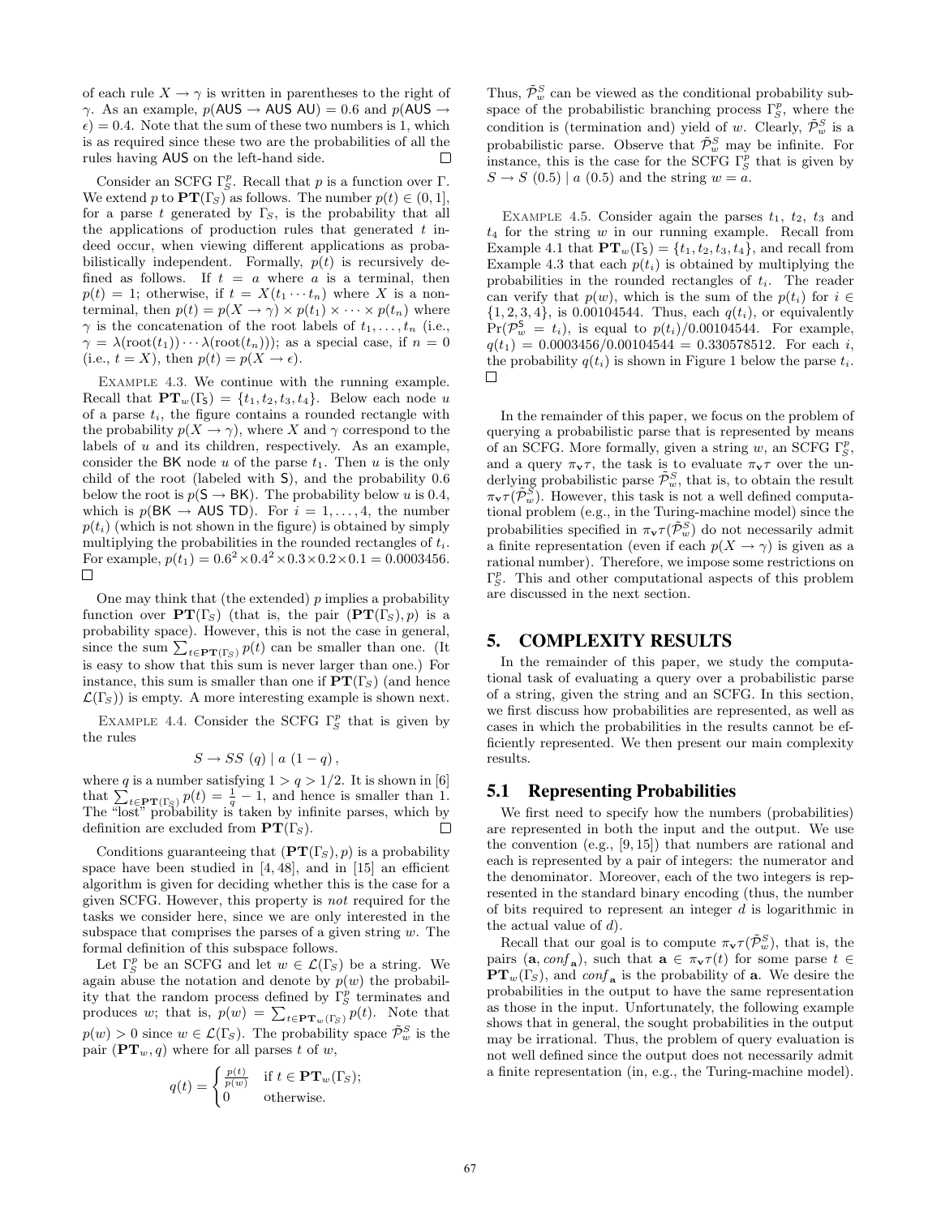of each rule $X \to \gamma$ is written in parentheses to the right of $\gamma$. As an example, $p(\mathsf{AUS} \to \mathsf{AUS\ AU}) = 0.6$ and $p(\mathsf{AUS} \to \epsilon) = 0.4$. Note that the sum of these two numbers is 1, which is as required since these two are the probabilities of all the rules having AUS on the left-hand side. □

Consider an SCFG $\Gamma_S^p$. Recall that $p$ is a function over $\Gamma$. We extend $p$ to $\mathbf{PT}(\Gamma_S)$ as follows. The number $p(t) \in (0, 1]$, for a parse $t$ generated by $\Gamma_S$, is the probability that all the applications of production rules that generated $t$ indeed occur, when viewing different applications as probabilistically independent. Formally, $p(t)$ is recursively defined as follows. If $t = a$ where $a$ is a terminal, then $p(t) = 1$; otherwise, if $t = X(t_1 \cdots t_n)$ where $X$ is a nonterminal, then $p(t) = p(X \to \gamma) \times p(t_1) \times \cdots \times p(t_n)$ where $\gamma$ is the concatenation of the root labels of $t_1, \ldots, t_n$ (i.e., $\gamma = \lambda(\mathrm{root}(t_1)) \cdots \lambda(\mathrm{root}(t_n))$); as a special case, if $n = 0$ (i.e., $t = X$), then $p(t) = p(X \to \epsilon)$.

Example 4.3. We continue with the running example. Recall that $\mathbf{PT}_w(\Gamma_{\mathsf{S}}) = \{t_1, t_2, t_3, t_4\}$. Below each node $u$ of a parse $t_i$, the figure contains a rounded rectangle with the probability $p(X \to \gamma)$, where $X$ and $\gamma$ correspond to the labels of $u$ and its children, respectively. As an example, consider the BK node $u$ of the parse $t_1$. Then $u$ is the only child of the root (labeled with S), and the probability 0.6 below the root is $p(\mathsf{S} \to \mathsf{BK})$. The probability below $u$ is 0.4, which is $p(\mathsf{BK} \to \mathsf{AUS\ TD})$. For $i = 1, \ldots, 4$, the number $p(t_i)$ (which is not shown in the figure) is obtained by simply multiplying the probabilities in the rounded rectangles of $t_i$. For example, $p(t_1) = 0.6^2 \times 0.4^2 \times 0.3 \times 0.2 \times 0.1 = 0.0003456$. □

One may think that (the extended) $p$ implies a probability function over $\mathbf{PT}(\Gamma_S)$ (that is, the pair $(\mathbf{PT}(\Gamma_S), p)$ is a probability space). However, this is not the case in general, since the sum $\sum_{t \in \mathbf{PT}(\Gamma_S)} p(t)$ can be smaller than one. (It is easy to show that this sum is never larger than one.) For instance, this sum is smaller than one if $\mathbf{PT}(\Gamma_S)$ (and hence $\mathcal{L}(\Gamma_S)$) is empty. A more interesting example is shown next.

Example 4.4. Consider the SCFG $\Gamma_S^p$ that is given by the rules

$$S \to SS\ (q) \mid a\ (1-q)\,,$$

where $q$ is a number satisfying $1 > q > 1/2$. It is shown in [6] that $\sum_{t \in \mathbf{PT}(\Gamma_S)} p(t) = \frac{1}{q} - 1$, and hence is smaller than 1. The "lost" probability is taken by infinite parses, which by definition are excluded from $\mathbf{PT}(\Gamma_S)$. □

Conditions guaranteeing that $(\mathbf{PT}(\Gamma_S), p)$ is a probability space have been studied in [4, 48], and in [15] an efficient algorithm is given for deciding whether this is the case for a given SCFG. However, this property is *not* required for the tasks we consider here, since we are only interested in the subspace that comprises the parses of a given string $w$. The formal definition of this subspace follows.

Let $\Gamma_S^p$ be an SCFG and let $w \in \mathcal{L}(\Gamma_S)$ be a string. We again abuse the notation and denote by $p(w)$ the probability that the random process defined by $\Gamma_S^p$ terminates and produces $w$; that is, $p(w) = \sum_{t \in \mathbf{PT}_w(\Gamma_S)} p(t)$. Note that $p(w) > 0$ since $w \in \mathcal{L}(\Gamma_S)$. The probability space $\tilde{\mathcal{P}}_w^S$ is the pair $(\mathbf{PT}_w, q)$ where for all parses $t$ of $w$,

$$q(t) = \begin{cases} \frac{p(t)}{p(w)} & \text{if } t \in \mathbf{PT}_w(\Gamma_S); \\ 0 & \text{otherwise.} \end{cases}$$

Thus, $\tilde{\mathcal{P}}_w^S$ can be viewed as the conditional probability subspace of the probabilistic branching process $\Gamma_S^p$, where the condition is (termination and) yield of $w$. Clearly, $\tilde{\mathcal{P}}_w^S$ is a probabilistic parse. Observe that $\tilde{\mathcal{P}}_w^S$ may be infinite. For instance, this is the case for the SCFG $\Gamma_S^p$ that is given by $S \to S\ (0.5) \mid a\ (0.5)$ and the string $w = a$.

Example 4.5. Consider again the parses $t_1$, $t_2$, $t_3$ and $t_4$ for the string $w$ in our running example. Recall from Example 4.1 that $\mathbf{PT}_w(\Gamma_{\mathsf{S}}) = \{t_1, t_2, t_3, t_4\}$, and recall from Example 4.3 that each $p(t_i)$ is obtained by multiplying the probabilities in the rounded rectangles of $t_i$. The reader can verify that $p(w)$, which is the sum of the $p(t_i)$ for $i \in \{1, 2, 3, 4\}$, is 0.00104544. Thus, each $q(t_i)$, or equivalently $\Pr(\mathcal{P}_w^{\mathsf{S}} = t_i)$, is equal to $p(t_i)/0.00104544$. For example, $q(t_1) = 0.0003456/0.00104544 = 0.330578512$. For each $i$, the probability $q(t_i)$ is shown in Figure 1 below the parse $t_i$. □

In the remainder of this paper, we focus on the problem of querying a probabilistic parse that is represented by means of an SCFG. More formally, given a string $w$, an SCFG $\Gamma_S^p$, and a query $\pi_{\mathbf{v}}\tau$, the task is to evaluate $\pi_{\mathbf{v}}\tau$ over the underlying probabilistic parse $\tilde{\mathcal{P}}_w^S$, that is, to obtain the result $\pi_{\mathbf{v}}\tau(\tilde{\mathcal{P}}_w^S)$. However, this task is not a well defined computational problem (e.g., in the Turing-machine model) since the probabilities specified in $\pi_{\mathbf{v}}\tau(\tilde{\mathcal{P}}_w^S)$ do not necessarily admit a finite representation (even if each $p(X \to \gamma)$ is given as a rational number). Therefore, we impose some restrictions on $\Gamma_S^p$. This and other computational aspects of this problem are discussed in the next section.

## 5. COMPLEXITY RESULTS

In the remainder of this paper, we study the computational task of evaluating a query over a probabilistic parse of a string, given the string and an SCFG. In this section, we first discuss how probabilities are represented, as well as cases in which the probabilities in the results cannot be efficiently represented. We then present our main complexity results.

### 5.1 Representing Probabilities

We first need to specify how the numbers (probabilities) are represented in both the input and the output. We use the convention (e.g., [9, 15]) that numbers are rational and each is represented by a pair of integers: the numerator and the denominator. Moreover, each of the two integers is represented in the standard binary encoding (thus, the number of bits required to represent an integer $d$ is logarithmic in the actual value of $d$).

Recall that our goal is to compute $\pi_{\mathbf{v}}\tau(\tilde{\mathcal{P}}_w^S)$, that is, the pairs $(\mathbf{a}, \mathit{conf}_{\mathbf{a}})$, such that $\mathbf{a} \in \pi_{\mathbf{v}}\tau(t)$ for some parse $t \in \mathbf{PT}_w(\Gamma_S)$, and $\mathit{conf}_{\mathbf{a}}$ is the probability of $\mathbf{a}$. We desire the probabilities in the output to have the same representation as those in the input. Unfortunately, the following example shows that in general, the sought probabilities in the output may be irrational. Thus, the problem of query evaluation is not well defined since the output does not necessarily admit a finite representation (in, e.g., the Turing-machine model).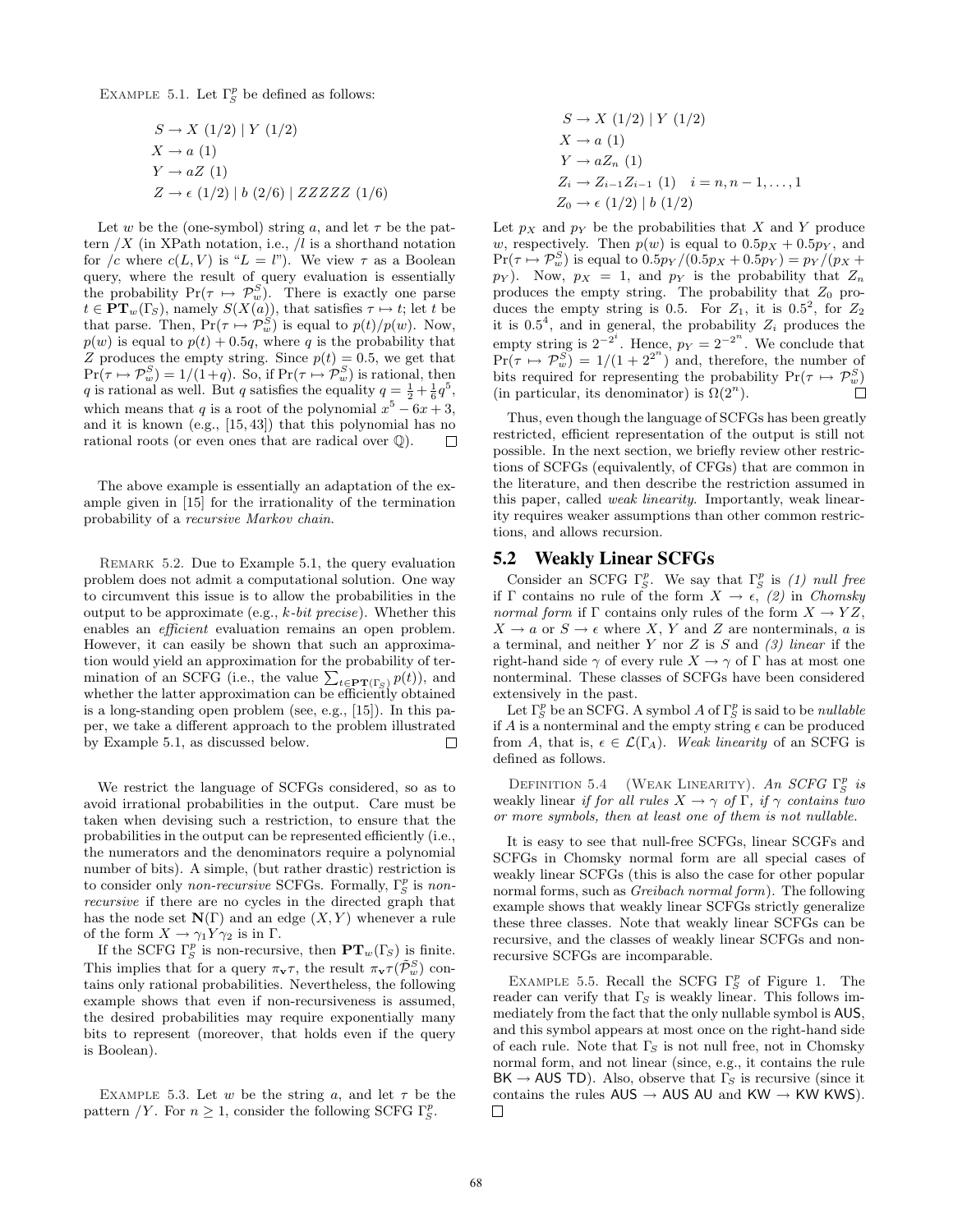Example 5.1. Let $\Gamma^p_S$ be defined as follows:

$$
\begin{aligned}
&S \to X\ (1/2) \mid Y\ (1/2)\\
&X \to a\ (1)\\
&Y \to aZ\ (1)\\
&Z \to \epsilon\ (1/2) \mid b\ (2/6) \mid ZZZZZ\ (1/6)
\end{aligned}
$$

Let $w$ be the (one-symbol) string $a$, and let $\tau$ be the pattern $/X$ (in XPath notation, i.e., $/l$ is a shorthand notation for $/c$ where $c(L, V)$ is "$L = l$"). We view $\tau$ as a Boolean query, where the result of query evaluation is essentially the probability $\Pr(\tau \mapsto \mathcal{P}^S_w)$. There is exactly one parse $t \in \mathbf{PT}_w(\Gamma_S)$, namely $S(X(a))$, that satisfies $\tau \mapsto t$; let $t$ be that parse. Then, $\Pr(\tau \mapsto \mathcal{P}^S_w)$ is equal to $p(t)/p(w)$. Now, $p(w)$ is equal to $p(t) + 0.5q$, where $q$ is the probability that $Z$ produces the empty string. Since $p(t) = 0.5$, we get that $\Pr(\tau \mapsto \mathcal{P}^S_w) = 1/(1+q)$. So, if $\Pr(\tau \mapsto \mathcal{P}^S_w)$ is rational, then $q$ is rational as well. But $q$ satisfies the equality $q = \frac{1}{2} + \frac{1}{6}q^5$, which means that $q$ is a root of the polynomial $x^5 - 6x + 3$, and it is known (e.g., [15, 43]) that this polynomial has no rational roots (or even ones that are radical over $\mathbb{Q}$). $\square$

The above example is essentially an adaptation of the example given in [15] for the irrationality of the termination probability of a *recursive Markov chain*.

Remark 5.2. Due to Example 5.1, the query evaluation problem does not admit a computational solution. One way to circumvent this issue is to allow the probabilities in the output to be approximate (e.g., *k-bit precise*). Whether this enables an *efficient* evaluation remains an open problem. However, it can easily be shown that such an approximation would yield an approximation for the probability of termination of an SCFG (i.e., the value $\sum_{t \in \mathbf{PT}(\Gamma_S)} p(t)$), and whether the latter approximation can be efficiently obtained is a long-standing open problem (see, e.g., [15]). In this paper, we take a different approach to the problem illustrated by Example 5.1, as discussed below. $\square$

We restrict the language of SCFGs considered, so as to avoid irrational probabilities in the output. Care must be taken when devising such a restriction, to ensure that the probabilities in the output can be represented efficiently (i.e., the numerators and the denominators require a polynomial number of bits). A simple, (but rather drastic) restriction is to consider only *non-recursive* SCFGs. Formally, $\Gamma^p_S$ is *non-recursive* if there are no cycles in the directed graph that has the node set $\mathbf{N}(\Gamma)$ and an edge $(X, Y)$ whenever a rule of the form $X \to \gamma_1 Y \gamma_2$ is in $\Gamma$.

If the SCFG $\Gamma^p_S$ is non-recursive, then $\mathbf{PT}_w(\Gamma_S)$ is finite. This implies that for a query $\pi_{\mathbf{v}}\tau$, the result $\pi_{\mathbf{v}}\tau(\tilde{\mathcal{P}}^S_w)$ contains only rational probabilities. Nevertheless, the following example shows that even if non-recursiveness is assumed, the desired probabilities may require exponentially many bits to represent (moreover, that holds even if the query is Boolean).

Example 5.3. Let $w$ be the string $a$, and let $\tau$ be the pattern $/Y$. For $n \geq 1$, consider the following SCFG $\Gamma^p_S$.

$$
\begin{aligned}
&S \to X\ (1/2) \mid Y\ (1/2)\\
&X \to a\ (1)\\
&Y \to aZ_n\ (1)\\
&Z_i \to Z_{i-1}Z_{i-1}\ (1) \quad i = n, n-1, \dots, 1\\
&Z_0 \to \epsilon\ (1/2) \mid b\ (1/2)
\end{aligned}
$$

Let $p_X$ and $p_Y$ be the probabilities that $X$ and $Y$ produce $w$, respectively. Then $p(w)$ is equal to $0.5p_X + 0.5p_Y$, and $\Pr(\tau \mapsto \mathcal{P}^S_w)$ is equal to $0.5p_Y/(0.5p_X + 0.5p_Y) = p_Y/(p_X + p_Y)$. Now, $p_X = 1$, and $p_Y$ is the probability that $Z_n$ produces the empty string. The probability that $Z_0$ produces the empty string is 0.5. For $Z_1$, it is $0.5^2$, for $Z_2$ it is $0.5^4$, and in general, the probability $Z_i$ produces the empty string is $2^{-2^i}$. Hence, $p_Y = 2^{-2^n}$. We conclude that $\Pr(\tau \mapsto \mathcal{P}^S_w) = 1/(1 + 2^{2^n})$ and, therefore, the number of bits required for representing the probability $\Pr(\tau \mapsto \mathcal{P}^S_w)$ (in particular, its denominator) is $\Omega(2^n)$. $\square$

Thus, even though the language of SCFGs has been greatly restricted, efficient representation of the output is still not possible. In the next section, we briefly review other restrictions of SCFGs (equivalently, of CFGs) that are common in the literature, and then describe the restriction assumed in this paper, called *weak linearity*. Importantly, weak linearity requires weaker assumptions than other common restrictions, and allows recursion.

## 5.2 Weakly Linear SCFGs

Consider an SCFG $\Gamma^p_S$. We say that $\Gamma^p_S$ is *(1) null free* if $\Gamma$ contains no rule of the form $X \to \epsilon$, *(2)* in *Chomsky normal form* if $\Gamma$ contains only rules of the form $X \to YZ$, $X \to a$ or $S \to \epsilon$ where $X$, $Y$ and $Z$ are nonterminals, $a$ is a terminal, and neither $Y$ nor $Z$ is $S$ and *(3) linear* if the right-hand side $\gamma$ of every rule $X \to \gamma$ of $\Gamma$ has at most one nonterminal. These classes of SCFGs have been considered extensively in the past.

Let $\Gamma^p_S$ be an SCFG. A symbol $A$ of $\Gamma^p_S$ is said to be *nullable* if $A$ is a nonterminal and the empty string $\epsilon$ can be produced from $A$, that is, $\epsilon \in \mathcal{L}(\Gamma_A)$. *Weak linearity* of an SCFG is defined as follows.

Definition 5.4 (Weak Linearity). *An SCFG $\Gamma^p_S$ is* weakly linear *if for all rules $X \to \gamma$ of $\Gamma$, if $\gamma$ contains two or more symbols, then at least one of them is not nullable.*

It is easy to see that null-free SCFGs, linear SCGFs and SCFGs in Chomsky normal form are all special cases of weakly linear SCFGs (this is also the case for other popular normal forms, such as *Greibach normal form*). The following example shows that weakly linear SCFGs strictly generalize these three classes. Note that weakly linear SCFGs can be recursive, and the classes of weakly linear SCFGs and non-recursive SCFGs are incomparable.

Example 5.5. Recall the SCFG $\Gamma^p_S$ of Figure 1. The reader can verify that $\Gamma_S$ is weakly linear. This follows immediately from the fact that the only nullable symbol is AUS, and this symbol appears at most once on the right-hand side of each rule. Note that $\Gamma_S$ is not null free, not in Chomsky normal form, and not linear (since, e.g., it contains the rule BK → AUS TD). Also, observe that $\Gamma_S$ is recursive (since it contains the rules AUS → AUS AU and KW → KW KWS). $\square$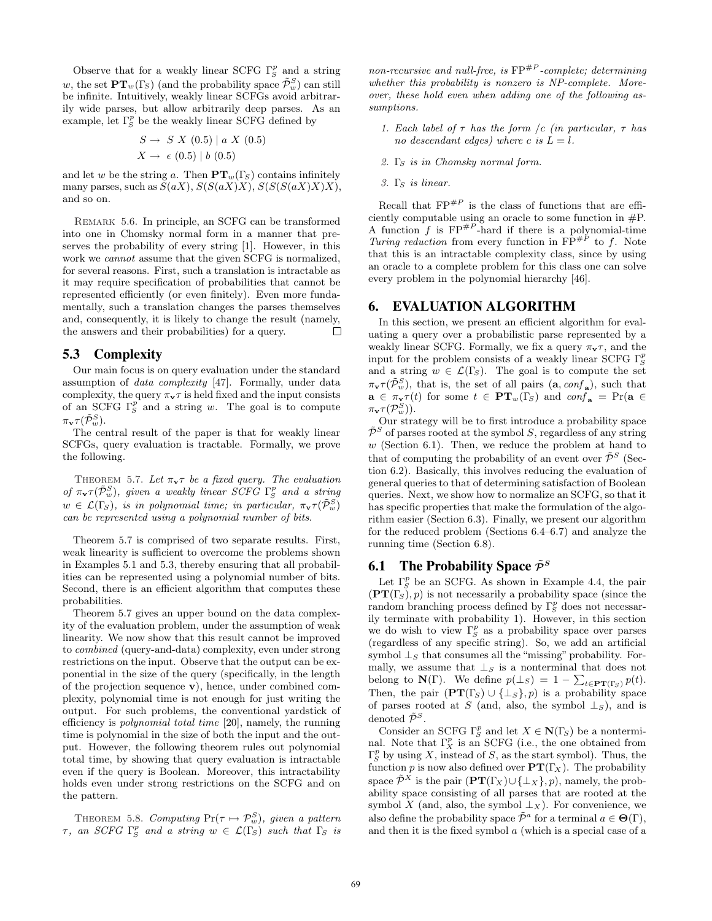Observe that for a weakly linear SCFG $\Gamma_S^p$ and a string $w$, the set $\mathbf{PT}_w(\Gamma_S)$ (and the probability space $\tilde{\mathcal{P}}_w^S$) can still be infinite. Intuitively, weakly linear SCFGs avoid arbitrarily wide parses, but allow arbitrarily deep parses. As an example, let $\Gamma_S^p$ be the weakly linear SCFG defined by

$$S \rightarrow \; S\ X\ (0.5) \mid a\ X\ (0.5)$$
$$X \rightarrow \; \epsilon\ (0.5) \mid b\ (0.5)$$

and let $w$ be the string $a$. Then $\mathbf{PT}_w(\Gamma_S)$ contains infinitely many parses, such as $S(aX)$, $S(S(aX)X)$, $S(S(S(aX)X)X)$, and so on.

Remark 5.6. In principle, an SCFG can be transformed into one in Chomsky normal form in a manner that preserves the probability of every string [1]. However, in this work we *cannot* assume that the given SCFG is normalized, for several reasons. First, such a translation is intractable as it may require specification of probabilities that cannot be represented efficiently (or even finitely). Even more fundamentally, such a translation changes the parses themselves and, consequently, it is likely to change the result (namely, the answers and their probabilities) for a query. $\square$

## 5.3 Complexity

Our main focus is on query evaluation under the standard assumption of *data complexity* [47]. Formally, under data complexity, the query $\pi_{\mathbf{v}}\tau$ is held fixed and the input consists of an SCFG $\Gamma_S^p$ and a string $w$. The goal is to compute $\pi_{\mathbf{v}}\tau(\tilde{\mathcal{P}}_w^S)$.

The central result of the paper is that for weakly linear SCFGs, query evaluation is tractable. Formally, we prove the following.

Theorem 5.7. *Let $\pi_{\mathbf{v}}\tau$ be a fixed query. The evaluation of $\pi_{\mathbf{v}}\tau(\tilde{\mathcal{P}}_w^S)$, given a weakly linear SCFG $\Gamma_S^p$ and a string $w \in \mathcal{L}(\Gamma_S)$, is in polynomial time; in particular, $\pi_{\mathbf{v}}\tau(\tilde{\mathcal{P}}_w^S)$ can be represented using a polynomial number of bits.*

Theorem 5.7 is comprised of two separate results. First, weak linearity is sufficient to overcome the problems shown in Examples 5.1 and 5.3, thereby ensuring that all probabilities can be represented using a polynomial number of bits. Second, there is an efficient algorithm that computes these probabilities.

Theorem 5.7 gives an upper bound on the data complexity of the evaluation problem, under the assumption of weak linearity. We now show that this result cannot be improved to *combined* (query-and-data) complexity, even under strong restrictions on the input. Observe that the output can be exponential in the size of the query (specifically, in the length of the projection sequence $\mathbf{v}$), hence, under combined complexity, polynomial time is not enough for just writing the output. For such problems, the conventional yardstick of efficiency is *polynomial total time* [20], namely, the running time is polynomial in the size of both the input and the output. However, the following theorem rules out polynomial total time, by showing that query evaluation is intractable even if the query is Boolean. Moreover, this intractability holds even under strong restrictions on the SCFG and on the pattern.

Theorem 5.8. *Computing $\Pr(\tau \mapsto \mathcal{P}_w^S)$, given a pattern $\tau$, an SCFG $\Gamma_S^p$ and a string $w \in \mathcal{L}(\Gamma_S)$ such that $\Gamma_S$ is non-recursive and null-free, is $\mathrm{FP}^{\#P}$-complete; determining whether this probability is nonzero is NP-complete. Moreover, these hold even when adding one of the following assumptions.*

1. *Each label of $\tau$ has the form $/c$ (in particular, $\tau$ has no descendant edges) where $c$ is $L = l$.*
2. *$\Gamma_S$ is in Chomsky normal form.*
3. *$\Gamma_S$ is linear.*

Recall that $\mathrm{FP}^{\#P}$ is the class of functions that are efficiently computable using an oracle to some function in #P. A function $f$ is $\mathrm{FP}^{\#P}$-hard if there is a polynomial-time *Turing reduction* from every function in $\mathrm{FP}^{\#P}$ to $f$. Note that this is an intractable complexity class, since by using an oracle to a complete problem for this class one can solve every problem in the polynomial hierarchy [46].

# 6. EVALUATION ALGORITHM

In this section, we present an efficient algorithm for evaluating a query over a probabilistic parse represented by a weakly linear SCFG. Formally, we fix a query $\pi_{\mathbf{v}}\tau$, and the input for the problem consists of a weakly linear SCFG $\Gamma_S^p$ and a string $w \in \mathcal{L}(\Gamma_S)$. The goal is to compute the set $\pi_{\mathbf{v}}\tau(\tilde{\mathcal{P}}_w^S)$, that is, the set of all pairs $(\mathbf{a}, conf_{\mathbf{a}})$, such that $\mathbf{a} \in \pi_{\mathbf{v}}\tau(t)$ for some $t \in \mathbf{PT}_w(\Gamma_S)$ and $conf_{\mathbf{a}} = \Pr(\mathbf{a} \in \pi_{\mathbf{v}}\tau(\mathcal{P}_w^S))$.

Our strategy will be to first introduce a probability space $\tilde{\mathcal{P}}^S$ of parses rooted at the symbol $S$, regardless of any string $w$ (Section 6.1). Then, we reduce the problem at hand to that of computing the probability of an event over $\tilde{\mathcal{P}}^S$ (Section 6.2). Basically, this involves reducing the evaluation of general queries to that of determining satisfaction of Boolean queries. Next, we show how to normalize an SCFG, so that it has specific properties that make the formulation of the algorithm easier (Section 6.3). Finally, we present our algorithm for the reduced problem (Sections 6.4–6.7) and analyze the running time (Section 6.8).

## 6.1 The Probability Space $\tilde{\mathcal{P}}^S$

Let $\Gamma_S^p$ be an SCFG. As shown in Example 4.4, the pair $(\mathbf{PT}(\Gamma_S), p)$ is not necessarily a probability space (since the random branching process defined by $\Gamma_S^p$ does not necessarily terminate with probability 1). However, in this section we do wish to view $\Gamma_S^p$ as a probability space over parses (regardless of any specific string). So, we add an artificial symbol $\bot_S$ that consumes all the "missing" probability. Formally, we assume that $\bot_S$ is a nonterminal that does not belong to $\mathbf{N}(\Gamma)$. We define $p(\bot_S) = 1 - \sum_{t \in \mathbf{PT}(\Gamma_S)} p(t)$. Then, the pair $(\mathbf{PT}(\Gamma_S) \cup \{\bot_S\}, p)$ is a probability space of parses rooted at $S$ (and, also, the symbol $\bot_S$), and is denoted $\tilde{\mathcal{P}}^S$.

Consider an SCFG $\Gamma_S^p$ and let $X \in \mathbf{N}(\Gamma_S)$ be a nonterminal. Note that $\Gamma_X^p$ is an SCFG (i.e., the one obtained from $\Gamma_S^p$ by using $X$, instead of $S$, as the start symbol). Thus, the function $p$ is now also defined over $\mathbf{PT}(\Gamma_X)$. The probability space $\tilde{\mathcal{P}}^X$ is the pair $(\mathbf{PT}(\Gamma_X) \cup \{\bot_X\}, p)$, namely, the probability space consisting of all parses that are rooted at the symbol $X$ (and, also, the symbol $\bot_X$). For convenience, we also define the probability space $\tilde{\mathcal{P}}^a$ for a terminal $a \in \mathbf{\Theta}(\Gamma)$, and then it is the fixed symbol $a$ (which is a special case of a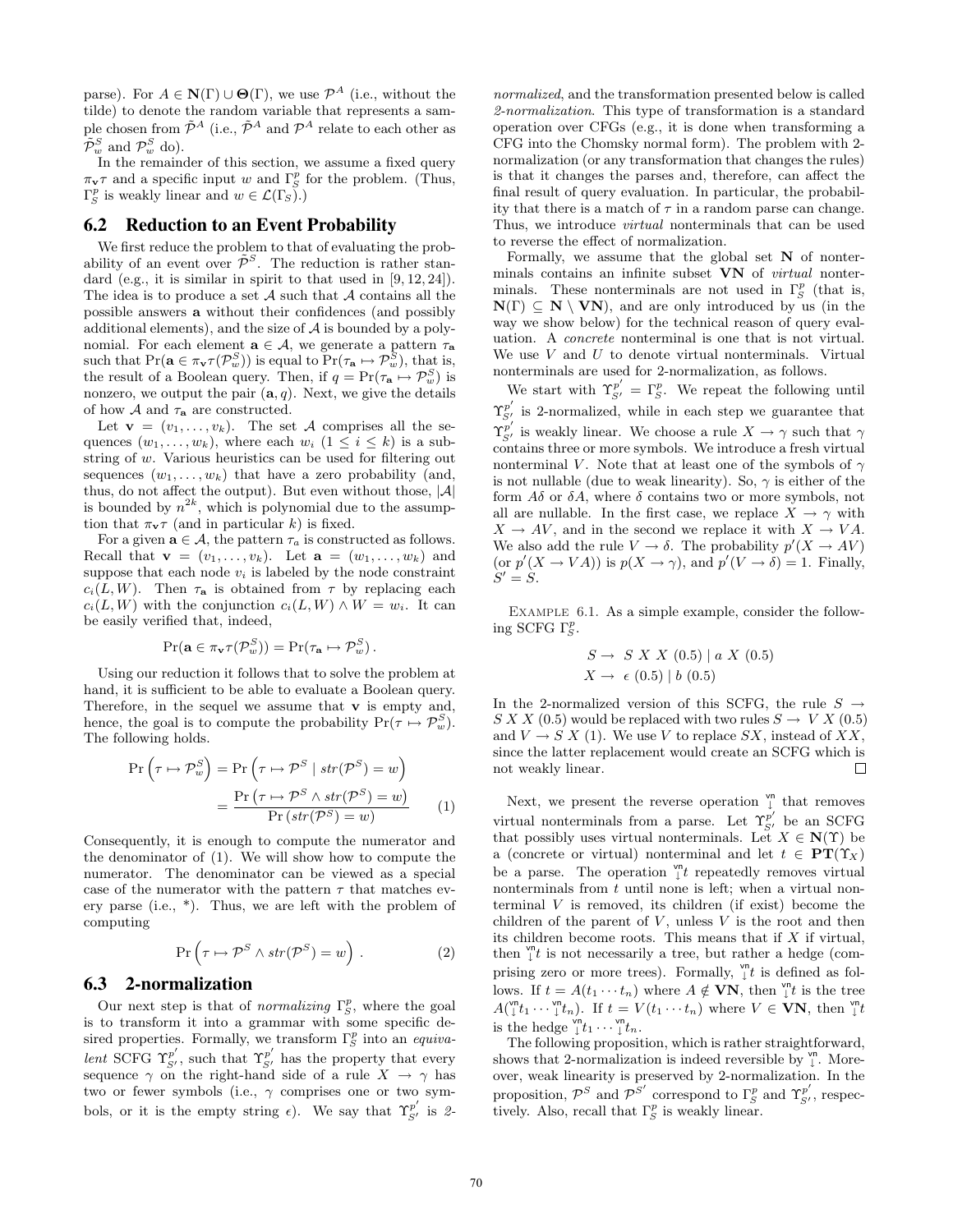parse). For $A \in \mathbf{N}(\Gamma) \cup \mathbf{\Theta}(\Gamma)$, we use $\mathcal{P}^A$ (i.e., without the tilde) to denote the random variable that represents a sample chosen from $\tilde{\mathcal{P}}^A$ (i.e., $\tilde{\mathcal{P}}^A$ and $\mathcal{P}^A$ relate to each other as $\tilde{\mathcal{P}}^S_w$ and $\mathcal{P}^S_w$ do).

In the remainder of this section, we assume a fixed query $\pi_{\mathbf{v}}\tau$ and a specific input $w$ and $\Gamma^p_S$ for the problem. (Thus, $\Gamma^p_S$ is weakly linear and $w \in \mathcal{L}(\Gamma_S)$.)

## 6.2 Reduction to an Event Probability

We first reduce the problem to that of evaluating the probability of an event over $\tilde{\mathcal{P}}^S$. The reduction is rather standard (e.g., it is similar in spirit to that used in [9, 12, 24]). The idea is to produce a set $\mathcal{A}$ such that $\mathcal{A}$ contains all the possible answers $\mathbf{a}$ without their confidences (and possibly additional elements), and the size of $\mathcal{A}$ is bounded by a polynomial. For each element $\mathbf{a} \in \mathcal{A}$, we generate a pattern $\tau_{\mathbf{a}}$ such that $\Pr(\mathbf{a} \in \pi_{\mathbf{v}}\tau(\mathcal{P}^S_w))$ is equal to $\Pr(\tau_{\mathbf{a}} \mapsto \mathcal{P}^S_w)$, that is, the result of a Boolean query. Then, if $q = \Pr(\tau_{\mathbf{a}} \mapsto \mathcal{P}^S_w)$ is nonzero, we output the pair $(\mathbf{a}, q)$. Next, we give the details of how $\mathcal{A}$ and $\tau_{\mathbf{a}}$ are constructed.

Let $\mathbf{v} = (v_1, \ldots, v_k)$. The set $\mathcal{A}$ comprises all the sequences $(w_1, \ldots, w_k)$, where each $w_i$ $(1 \le i \le k)$ is a substring of $w$. Various heuristics can be used for filtering out sequences $(w_1, \ldots, w_k)$ that have a zero probability (and, thus, do not affect the output). But even without those, $|\mathcal{A}|$ is bounded by $n^{2k}$, which is polynomial due to the assumption that $\pi_{\mathbf{v}}\tau$ (and in particular $k$) is fixed.

For a given $\mathbf{a} \in \mathcal{A}$, the pattern $\tau_a$ is constructed as follows. Recall that $\mathbf{v} = (v_1, \ldots, v_k)$. Let $\mathbf{a} = (w_1, \ldots, w_k)$ and suppose that each node $v_i$ is labeled by the node constraint $c_i(L, W)$. Then $\tau_{\mathbf{a}}$ is obtained from $\tau$ by replacing each $c_i(L, W)$ with the conjunction $c_i(L, W) \wedge W = w_i$. It can be easily verified that, indeed,

$$\Pr(\mathbf{a} \in \pi_{\mathbf{v}}\tau(\mathcal{P}^S_w)) = \Pr(\tau_{\mathbf{a}} \mapsto \mathcal{P}^S_w)\,.$$

Using our reduction it follows that to solve the problem at hand, it is sufficient to be able to evaluate a Boolean query. Therefore, in the sequel we assume that $\mathbf{v}$ is empty and, hence, the goal is to compute the probability $\Pr(\tau \mapsto \mathcal{P}^S_w)$. The following holds.

$$\Pr\left(\tau \mapsto \mathcal{P}^S_w\right) = \Pr\left(\tau \mapsto \mathcal{P}^S \mid str(\mathcal{P}^S) = w\right) = \frac{\Pr\left(\tau \mapsto \mathcal{P}^S \wedge str(\mathcal{P}^S) = w\right)}{\Pr\left(str(\mathcal{P}^S) = w\right)} \qquad (1)$$

Consequently, it is enough to compute the numerator and the denominator of (1). We will show how to compute the numerator. The denominator can be viewed as a special case of the numerator with the pattern $\tau$ that matches every parse (i.e., \*). Thus, we are left with the problem of computing

$$\Pr\left(\tau \mapsto \mathcal{P}^S \wedge str(\mathcal{P}^S) = w\right)\,. \qquad (2)$$

## 6.3 2-normalization

Our next step is that of *normalizing* $\Gamma^p_S$, where the goal is to transform it into a grammar with some specific desired properties. Formally, we transform $\Gamma^p_S$ into an *equivalent* SCFG $\Upsilon^{p'}_{S'}$, such that $\Upsilon^{p'}_{S'}$ has the property that every sequence $\gamma$ on the right-hand side of a rule $X \to \gamma$ has two or fewer symbols (i.e., $\gamma$ comprises one or two symbols, or it is the empty string $\epsilon$). We say that $\Upsilon^{p'}_{S'}$ is *2-normalized*, and the transformation presented below is called *2-normalization*. This type of transformation is a standard operation over CFGs (e.g., it is done when transforming a CFG into the Chomsky normal form). The problem with 2-normalization (or any transformation that changes the rules) is that it changes the parses and, therefore, can affect the final result of query evaluation. In particular, the probability that there is a match of $\tau$ in a random parse can change. Thus, we introduce *virtual* nonterminals that can be used to reverse the effect of normalization.

Formally, we assume that the global set $\mathbf{N}$ of nonterminals contains an infinite subset $\mathbf{VN}$ of *virtual* nonterminals. These nonterminals are not used in $\Gamma^p_S$ (that is, $\mathbf{N}(\Gamma) \subseteq \mathbf{N} \setminus \mathbf{VN}$), and are only introduced by us (in the way we show below) for the technical reason of query evaluation. A *concrete* nonterminal is one that is not virtual. We use $V$ and $U$ to denote virtual nonterminals. Virtual nonterminals are used for 2-normalization, as follows.

We start with $\Upsilon^{p'}_{S'} = \Gamma^p_S$. We repeat the following until $\Upsilon^{p'}_{S'}$ is 2-normalized, while in each step we guarantee that $\Upsilon^{p'}_{S'}$ is weakly linear. We choose a rule $X \to \gamma$ such that $\gamma$ contains three or more symbols. We introduce a fresh virtual nonterminal $V$. Note that at least one of the symbols of $\gamma$ is not nullable (due to weak linearity). So, $\gamma$ is either of the form $A\delta$ or $\delta A$, where $\delta$ contains two or more symbols, not all are nullable. In the first case, we replace $X \to \gamma$ with $X \to AV$, and in the second we replace it with $X \to VA$. We also add the rule $V \to \delta$. The probability $p'(X \to AV)$ (or $p'(X \to VA)$) is $p(X \to \gamma)$, and $p'(V \to \delta) = 1$. Finally, $S' = S$.

Example 6.1. As a simple example, consider the following SCFG $\Gamma^p_S$.

$$S \to\; S\;X\;X\;(0.5) \mid a\;X\;(0.5)$$
$$X \to\; \epsilon\;(0.5) \mid b\;(0.5)$$

In the 2-normalized version of this SCFG, the rule $S \to S\,X\,X\,(0.5)$ would be replaced with two rules $S \to V\,X\,(0.5)$ and $V \to S\,X\,(1)$. We use $V$ to replace $SX$, instead of $XX$, since the latter replacement would create an SCFG which is not weakly linear. □

Next, we present the reverse operation $\overset{\mathsf{vn}}{\downarrow}$ that removes virtual nonterminals from a parse. Let $\Upsilon^{p'}_{S'}$ be an SCFG that possibly uses virtual nonterminals. Let $X \in \mathbf{N}(\Upsilon)$ be a (concrete or virtual) nonterminal and let $t \in \mathbf{PT}(\Upsilon_X)$ be a parse. The operation $\overset{\mathsf{vn}}{\downarrow}t$ repeatedly removes virtual nonterminals from $t$ until none is left; when a virtual nonterminal $V$ is removed, its children (if exist) become the children of the parent of $V$, unless $V$ is the root and then its children become roots. This means that if $X$ if virtual, then $\overset{\mathsf{vn}}{\downarrow}t$ is not necessarily a tree, but rather a hedge (comprising zero or more trees). Formally, $\overset{\mathsf{vn}}{\downarrow}t$ is defined as follows. If $t = A(t_1 \cdots t_n)$ where $A \notin \mathbf{VN}$, then $\overset{\mathsf{vn}}{\downarrow}t$ is the tree $A(\overset{\mathsf{vn}}{\downarrow}t_1 \cdots \overset{\mathsf{vn}}{\downarrow}t_n)$. If $t = V(t_1 \cdots t_n)$ where $V \in \mathbf{VN}$, then $\overset{\mathsf{vn}}{\downarrow}t$ is the hedge $\overset{\mathsf{vn}}{\downarrow}t_1 \cdots \overset{\mathsf{vn}}{\downarrow}t_n$.

The following proposition, which is rather straightforward, shows that 2-normalization is indeed reversible by $\overset{\mathsf{vn}}{\downarrow}$. Moreover, weak linearity is preserved by 2-normalization. In the proposition, $\mathcal{P}^S$ and $\mathcal{P}^{S'}$ correspond to $\Gamma^p_S$ and $\Upsilon^{p'}_{S'}$, respectively. Also, recall that $\Gamma^p_S$ is weakly linear.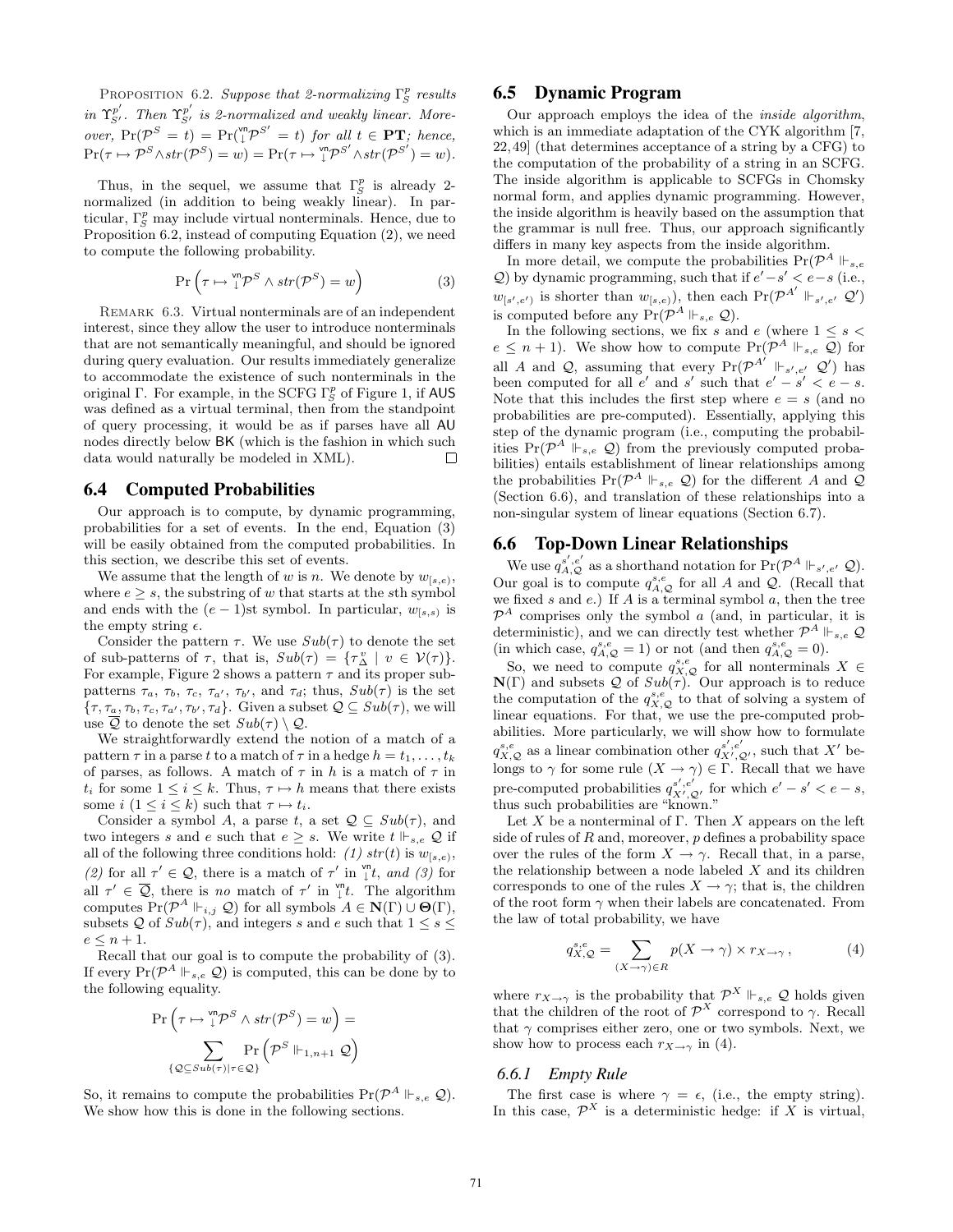PROPOSITION 6.2. *Suppose that 2-normalizing $\Gamma_S^p$ results in $\Upsilon_{S'}^{p'}$. Then $\Upsilon_{S'}^{p'}$ is 2-normalized and weakly linear. Moreover, $\Pr(\mathcal{P}^S = t) = \Pr({}^{\mathsf{vn}}_{\downarrow}\mathcal{P}^{S'} = t)$ for all $t \in \mathbf{PT}$; hence, $\Pr(\tau \mapsto \mathcal{P}^S \wedge str(\mathcal{P}^S) = w) = \Pr(\tau \mapsto {}^{\mathsf{vn}}_{\downarrow}\mathcal{P}^{S'} \wedge str(\mathcal{P}^{S'}) = w)$.*

Thus, in the sequel, we assume that $\Gamma_S^p$ is already 2-normalized (in addition to being weakly linear). In particular, $\Gamma_S^p$ may include virtual nonterminals. Hence, due to Proposition 6.2, instead of computing Equation (2), we need to compute the following probability.

$$\Pr\left(\tau \mapsto {}^{\mathsf{vn}}_{\downarrow}\mathcal{P}^S \wedge str(\mathcal{P}^S) = w\right) \tag{3}$$

REMARK 6.3. Virtual nonterminals are of an independent interest, since they allow the user to introduce nonterminals that are not semantically meaningful, and should be ignored during query evaluation. Our results immediately generalize to accommodate the existence of such nonterminals in the original $\Gamma$. For example, in the SCFG $\Gamma_S^p$ of Figure 1, if AUS was defined as a virtual terminal, then from the standpoint of query processing, it would be as if parses have all AU nodes directly below BK (which is the fashion in which such data would naturally be modeled in XML). □

## 6.4 Computed Probabilities

Our approach is to compute, by dynamic programming, probabilities for a set of events. In the end, Equation (3) will be easily obtained from the computed probabilities. In this section, we describe this set of events.

We assume that the length of $w$ is $n$. We denote by $w_{[s,e)}$, where $e \geq s$, the substring of $w$ that starts at the $s$th symbol and ends with the $(e-1)$st symbol. In particular, $w_{[s,s)}$ is the empty string $\epsilon$.

Consider the pattern $\tau$. We use $Sub(\tau)$ to denote the set of sub-patterns of $\tau$, that is, $Sub(\tau) = \{\tau_\Delta^v \mid v \in \mathcal{V}(\tau)\}$. For example, Figure 2 shows a pattern $\tau$ and its proper subpatterns $\tau_a$, $\tau_b$, $\tau_c$, $\tau_{a'}$, $\tau_{b'}$, and $\tau_d$; thus, $Sub(\tau)$ is the set $\{\tau, \tau_a, \tau_b, \tau_c, \tau_{a'}, \tau_{b'}, \tau_d\}$. Given a subset $\mathcal{Q} \subseteq Sub(\tau)$, we will use $\overline{\mathcal{Q}}$ to denote the set $Sub(\tau) \setminus \mathcal{Q}$.

We straightforwardly extend the notion of a match of a pattern $\tau$ in a parse $t$ to a match of $\tau$ in a hedge $h = t_1, \ldots, t_k$ of parses, as follows. A match of $\tau$ in $h$ is a match of $\tau$ in $t_i$ for some $1 \leq i \leq k$. Thus, $\tau \mapsto h$ means that there exists some $i$ $(1 \leq i \leq k)$ such that $\tau \mapsto t_i$.

Consider a symbol $A$, a parse $t$, a set $\mathcal{Q} \subseteq Sub(\tau)$, and two integers $s$ and $e$ such that $e \geq s$. We write $t \Vdash_{s,e} \mathcal{Q}$ if all of the following three conditions hold: *(1)* $str(t)$ is $w_{[s,e)}$, *(2)* for all $\tau' \in \mathcal{Q}$, there is a match of $\tau'$ in ${}^{\mathsf{vn}}_{\downarrow}t$, *and (3)* for all $\tau' \in \overline{\mathcal{Q}}$, there is *no* match of $\tau'$ in ${}^{\mathsf{vn}}_{\downarrow}t$. The algorithm computes $\Pr(\mathcal{P}^A \Vdash_{i,j} \mathcal{Q})$ for all symbols $A \in \mathbf{N}(\Gamma) \cup \mathbf{\Theta}(\Gamma)$, subsets $\mathcal{Q}$ of $Sub(\tau)$, and integers $s$ and $e$ such that $1 \leq s \leq e \leq n+1$.

Recall that our goal is to compute the probability of (3). If every $\Pr(\mathcal{P}^A \Vdash_{s,e} \mathcal{Q})$ is computed, this can be done by to the following equality.

$$\Pr\left(\tau \mapsto {}^{\mathsf{vn}}_{\downarrow}\mathcal{P}^S \wedge str(\mathcal{P}^S) = w\right) = \sum_{\{\mathcal{Q} \subseteq Sub(\tau) \mid \tau \in \mathcal{Q}\}} \Pr\left(\mathcal{P}^S \Vdash_{1,n+1} \mathcal{Q}\right)$$

So, it remains to compute the probabilities $\Pr(\mathcal{P}^A \Vdash_{s,e} \mathcal{Q})$. We show how this is done in the following sections.

## 6.5 Dynamic Program

Our approach employs the idea of the *inside algorithm*, which is an immediate adaptation of the CYK algorithm [7, 22, 49] (that determines acceptance of a string by a CFG) to the computation of the probability of a string in an SCFG. The inside algorithm is applicable to SCFGs in Chomsky normal form, and applies dynamic programming. However, the inside algorithm is heavily based on the assumption that the grammar is null free. Thus, our approach significantly differs in many key aspects from the inside algorithm.

In more detail, we compute the probabilities $\Pr(\mathcal{P}^A \Vdash_{s,e} \mathcal{Q})$ by dynamic programming, such that if $e'-s' < e-s$ (i.e., $w_{[s',e')}$ is shorter than $w_{[s,e)}$), then each $\Pr(\mathcal{P}^{A'} \Vdash_{s',e'} \mathcal{Q}')$ is computed before any $\Pr(\mathcal{P}^A \Vdash_{s,e} \mathcal{Q})$.

In the following sections, we fix $s$ and $e$ (where $1 \leq s < e \leq n+1$). We show how to compute $\Pr(\mathcal{P}^A \Vdash_{s,e} \mathcal{Q})$ for all $A$ and $\mathcal{Q}$, assuming that every $\Pr(\mathcal{P}^{A'} \Vdash_{s',e'} \mathcal{Q}')$ has been computed for all $e'$ and $s'$ such that $e'-s' < e-s$. Note that this includes the first step where $e = s$ (and no probabilities are pre-computed). Essentially, applying this step of the dynamic program (i.e., computing the probabilities $\Pr(\mathcal{P}^A \Vdash_{s,e} \mathcal{Q})$ from the previously computed probabilities) entails establishment of linear relationships among the probabilities $\Pr(\mathcal{P}^A \Vdash_{s,e} \mathcal{Q})$ for the different $A$ and $\mathcal{Q}$ (Section 6.6), and translation of these relationships into a non-singular system of linear equations (Section 6.7).

## 6.6 Top-Down Linear Relationships

We use $q_{A,\mathcal{Q}}^{s',e'}$ as a shorthand notation for $\Pr(\mathcal{P}^A \Vdash_{s',e'} \mathcal{Q})$. Our goal is to compute $q_{A,\mathcal{Q}}^{s,e}$ for all $A$ and $\mathcal{Q}$. (Recall that we fixed $s$ and $e$.) If $A$ is a terminal symbol $a$, then the tree $\mathcal{P}^A$ comprises only the symbol $a$ (and, in particular, it is deterministic), and we can directly test whether $\mathcal{P}^A \Vdash_{s,e} \mathcal{Q}$ (in which case, $q_{A,\mathcal{Q}}^{s,e} = 1$) or not (and then $q_{A,\mathcal{Q}}^{s,e} = 0$).

So, we need to compute $q_{X,\mathcal{Q}}^{s,e}$ for all nonterminals $X \in \mathbf{N}(\Gamma)$ and subsets $\mathcal{Q}$ of $Sub(\tau)$. Our approach is to reduce the computation of the $q_{X,\mathcal{Q}}^{s,e}$ to that of solving a system of linear equations. For that, we use the pre-computed probabilities. More particularly, we will show how to formulate $q_{X,\mathcal{Q}}^{s,e}$ as a linear combination other $q_{X',\mathcal{Q}'}^{s',e'}$, such that $X'$ belongs to $\gamma$ for some rule $(X \to \gamma) \in \Gamma$. Recall that we have pre-computed probabilities $q_{X',\mathcal{Q}'}^{s',e'}$ for which $e'-s' < e-s$, thus such probabilities are "known."

Let $X$ be a nonterminal of $\Gamma$. Then $X$ appears on the left side of rules of $R$ and, moreover, $p$ defines a probability space over the rules of the form $X \to \gamma$. Recall that, in a parse, the relationship between a node labeled $X$ and its children corresponds to one of the rules $X \to \gamma$; that is, the children of the root form $\gamma$ when their labels are concatenated. From the law of total probability, we have

$$q_{X,\mathcal{Q}}^{s,e} = \sum_{(X \to \gamma) \in R} p(X \to \gamma) \times r_{X \to \gamma}\,, \tag{4}$$

where $r_{X \to \gamma}$ is the probability that $\mathcal{P}^X \Vdash_{s,e} \mathcal{Q}$ holds given that the children of the root of $\mathcal{P}^X$ correspond to $\gamma$. Recall that $\gamma$ comprises either zero, one or two symbols. Next, we show how to process each $r_{X \to \gamma}$ in (4).

### 6.6.1 Empty Rule

The first case is where $\gamma = \epsilon$, (i.e., the empty string). In this case, $\mathcal{P}^X$ is a deterministic hedge: if $X$ is virtual,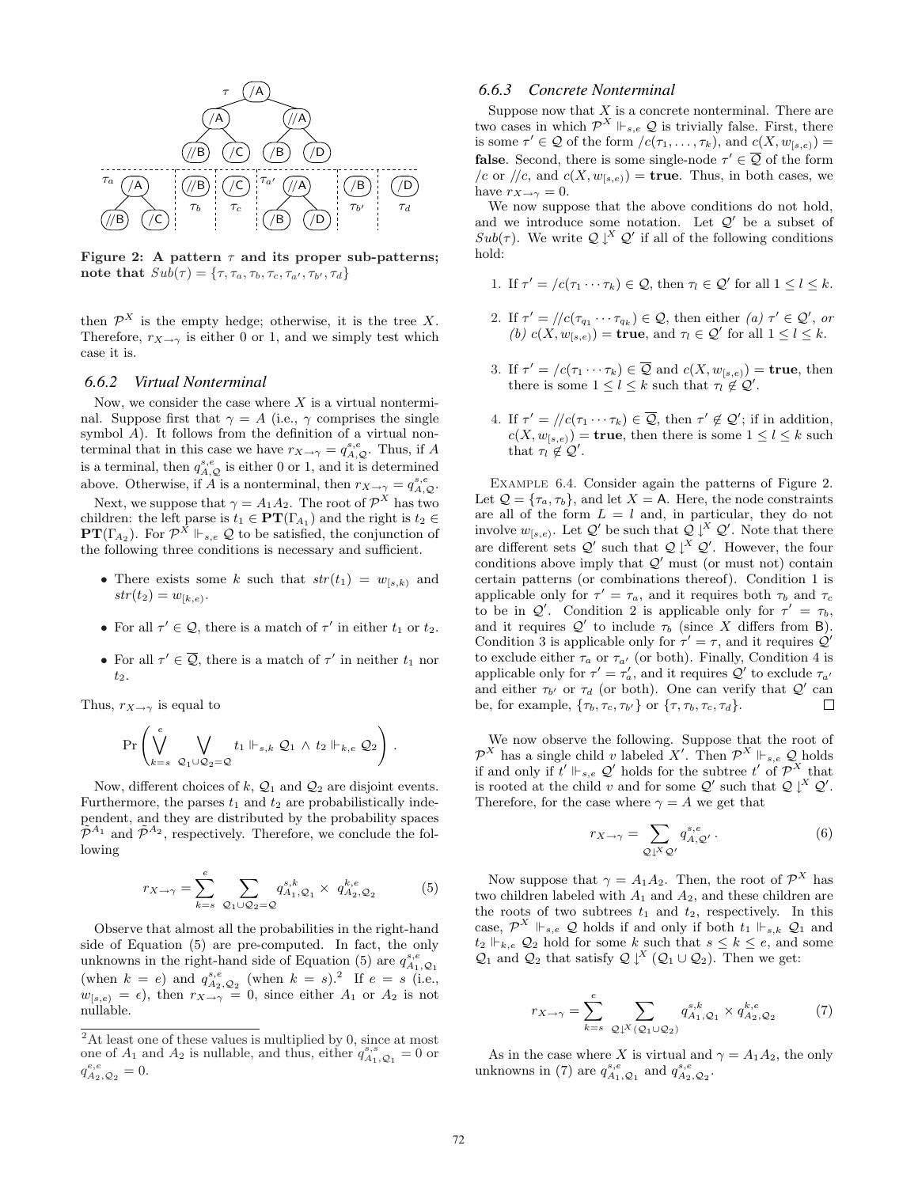Figure 2: A pattern $\tau$ and its proper sub-patterns; note that $Sub(\tau) = \{\tau, \tau_a, \tau_b, \tau_c, \tau_{a'}, \tau_{b'}, \tau_d\}$

then $\mathcal{P}^X$ is the empty hedge; otherwise, it is the tree $X$. Therefore, $r_{X\to\gamma}$ is either 0 or 1, and we simply test which case it is.

### 6.6.2 Virtual Nonterminal

Now, we consider the case where $X$ is a virtual nonterminal. Suppose first that $\gamma = A$ (i.e., $\gamma$ comprises the single symbol $A$). It follows from the definition of a virtual nonterminal that in this case we have $r_{X\to\gamma} = q^{s,e}_{A,\mathcal{Q}}$. Thus, if $A$ is a terminal, then $q^{s,e}_{A,\mathcal{Q}}$ is either 0 or 1, and it is determined above. Otherwise, if $A$ is a nonterminal, then $r_{X\to\gamma} = q^{s,e}_{A,\mathcal{Q}}$.

Next, we suppose that $\gamma = A_1A_2$. The root of $\mathcal{P}^X$ has two children: the left parse is $t_1 \in \mathbf{PT}(\Gamma_{A_1})$ and the right is $t_2 \in \mathbf{PT}(\Gamma_{A_2})$. For $\mathcal{P}^X \Vdash_{s,e} \mathcal{Q}$ to be satisfied, the conjunction of the following three conditions is necessary and sufficient.

- There exists some $k$ such that $str(t_1) = w_{[s,k)}$ and $str(t_2) = w_{[k,e)}$.
- For all $\tau' \in \mathcal{Q}$, there is a match of $\tau'$ in either $t_1$ or $t_2$.
- For all $\tau' \in \overline{\mathcal{Q}}$, there is a match of $\tau'$ in neither $t_1$ nor $t_2$.

Thus, $r_{X\to\gamma}$ is equal to

$$\Pr\left(\bigvee_{k=s}^{e} \bigvee_{\mathcal{Q}_1\cup\mathcal{Q}_2=\mathcal{Q}} t_1 \Vdash_{s,k} \mathcal{Q}_1 \wedge t_2 \Vdash_{k,e} \mathcal{Q}_2\right).$$

Now, different choices of $k$, $\mathcal{Q}_1$ and $\mathcal{Q}_2$ are disjoint events. Furthermore, the parses $t_1$ and $t_2$ are probabilistically independent, and they are distributed by the probability spaces $\tilde{\mathcal{P}}^{A_1}$ and $\tilde{\mathcal{P}}^{A_2}$, respectively. Therefore, we conclude the following

$$r_{X\to\gamma} = \sum_{k=s}^{e} \sum_{\mathcal{Q}_1\cup\mathcal{Q}_2=\mathcal{Q}} q^{s,k}_{A_1,\mathcal{Q}_1} \times q^{k,e}_{A_2,\mathcal{Q}_2} \qquad (5)$$

Observe that almost all the probabilities in the right-hand side of Equation (5) are pre-computed. In fact, the only unknowns in the right-hand side of Equation (5) are $q^{s,e}_{A_1,\mathcal{Q}_1}$ (when $k = e$) and $q^{s,e}_{A_2,\mathcal{Q}_2}$ (when $k = s$).[2] If $e = s$ (i.e., $w_{[s,e)} = \epsilon$), then $r_{X\to\gamma} = 0$, since either $A_1$ or $A_2$ is not nullable.

[2] At least one of these values is multiplied by 0, since at most one of $A_1$ and $A_2$ is nullable, and thus, either $q^{s,s}_{A_1,\mathcal{Q}_1} = 0$ or $q^{e,e}_{A_2,\mathcal{Q}_2} = 0$.

### 6.6.3 Concrete Nonterminal

Suppose now that $X$ is a concrete nonterminal. There are two cases in which $\mathcal{P}^X \Vdash_{s,e} \mathcal{Q}$ is trivially false. First, there is some $\tau' \in \mathcal{Q}$ of the form $/c(\tau_1,\dots,\tau_k)$, and $c(X, w_{[s,e)}) =$ **false**. Second, there is some single-node $\tau' \in \overline{\mathcal{Q}}$ of the form $/c$ or $//c$, and $c(X, w_{[s,e)}) =$ **true**. Thus, in both cases, we have $r_{X\to\gamma} = 0$.

We now suppose that the above conditions do not hold, and we introduce some notation. Let $\mathcal{Q}'$ be a subset of $Sub(\tau)$. We write $\mathcal{Q} \downharpoonleft^X \mathcal{Q}'$ if all of the following conditions hold:

1. If $\tau' = /c(\tau_1 \cdots \tau_k) \in \mathcal{Q}$, then $\tau_l \in \mathcal{Q}'$ for all $1 \le l \le k$.
2. If $\tau' = //c(\tau_{q_1} \cdots \tau_{q_k}) \in \mathcal{Q}$, then either *(a)* $\tau' \in \mathcal{Q}'$, *or (b)* $c(X, w_{[s,e)}) =$ **true**, and $\tau_l \in \mathcal{Q}'$ for all $1 \le l \le k$.
3. If $\tau' = /c(\tau_1 \cdots \tau_k) \in \overline{\mathcal{Q}}$ and $c(X, w_{[s,e)}) =$ **true**, then there is some $1 \le l \le k$ such that $\tau_l \notin \mathcal{Q}'$.
4. If $\tau' = //c(\tau_1 \cdots \tau_k) \in \overline{\mathcal{Q}}$, then $\tau' \notin \mathcal{Q}'$; if in addition, $c(X, w_{[s,e)}) =$ **true**, then there is some $1 \le l \le k$ such that $\tau_l \notin \mathcal{Q}'$.

Example 6.4. Consider again the patterns of Figure 2. Let $\mathcal{Q} = \{\tau_a, \tau_b\}$, and let $X = \mathsf{A}$. Here, the node constraints are all of the form $L = l$ and, in particular, they do not involve $w_{[s,e)}$. Let $\mathcal{Q}'$ be such that $\mathcal{Q} \downharpoonleft^X \mathcal{Q}'$. Note that there are different sets $\mathcal{Q}'$ such that $\mathcal{Q} \downharpoonleft^X \mathcal{Q}'$. However, the four conditions above imply that $\mathcal{Q}'$ must (or must not) contain certain patterns (or combinations thereof). Condition 1 is applicable only for $\tau' = \tau_a$, and it requires both $\tau_b$ and $\tau_c$ to be in $\mathcal{Q}'$. Condition 2 is applicable only for $\tau' = \tau_b$, and it requires $\mathcal{Q}'$ to include $\tau_b$ (since $X$ differs from $\mathsf{B}$). Condition 3 is applicable only for $\tau' = \tau$, and it requires $\mathcal{Q}'$ to exclude either $\tau_a$ or $\tau_{a'}$ (or both). Finally, Condition 4 is applicable only for $\tau' = \tau'_a$, and it requires $\mathcal{Q}'$ to exclude $\tau_{a'}$ and either $\tau_{b'}$ or $\tau_d$ (or both). One can verify that $\mathcal{Q}'$ can be, for example, $\{\tau_b, \tau_c, \tau_{b'}\}$ or $\{\tau, \tau_b, \tau_c, \tau_d\}$. $\square$

We now observe the following. Suppose that the root of $\mathcal{P}^X$ has a single child $v$ labeled $X'$. Then $\mathcal{P}^X \Vdash_{s,e} \mathcal{Q}$ holds if and only if $t' \Vdash_{s,e} \mathcal{Q}'$ holds for the subtree $t'$ of $\mathcal{P}^X$ that is rooted at the child $v$ and for some $\mathcal{Q}'$ such that $\mathcal{Q} \downharpoonleft^X \mathcal{Q}'$. Therefore, for the case where $\gamma = A$ we get that

$$r_{X\to\gamma} = \sum_{\mathcal{Q}\downharpoonleft^X\mathcal{Q}'} q^{s,e}_{A,\mathcal{Q}'}\,. \qquad (6)$$

Now suppose that $\gamma = A_1A_2$. Then, the root of $\mathcal{P}^X$ has two children labeled with $A_1$ and $A_2$, and these children are the roots of two subtrees $t_1$ and $t_2$, respectively. In this case, $\mathcal{P}^X \Vdash_{s,e} \mathcal{Q}$ holds if and only if both $t_1 \Vdash_{s,k} \mathcal{Q}_1$ and $t_2 \Vdash_{k,e} \mathcal{Q}_2$ hold for some $k$ such that $s \le k \le e$, and some $\mathcal{Q}_1$ and $\mathcal{Q}_2$ that satisfy $\mathcal{Q} \downharpoonleft^X (\mathcal{Q}_1 \cup \mathcal{Q}_2)$. Then we get:

$$r_{X\to\gamma} = \sum_{k=s}^{e} \sum_{\mathcal{Q}\downharpoonleft^X(\mathcal{Q}_1\cup\mathcal{Q}_2)} q^{s,k}_{A_1,\mathcal{Q}_1} \times q^{k,e}_{A_2,\mathcal{Q}_2} \qquad (7)$$

As in the case where $X$ is virtual and $\gamma = A_1A_2$, the only unknowns in (7) are $q^{s,e}_{A_1,\mathcal{Q}_1}$ and $q^{s,e}_{A_2,\mathcal{Q}_2}$.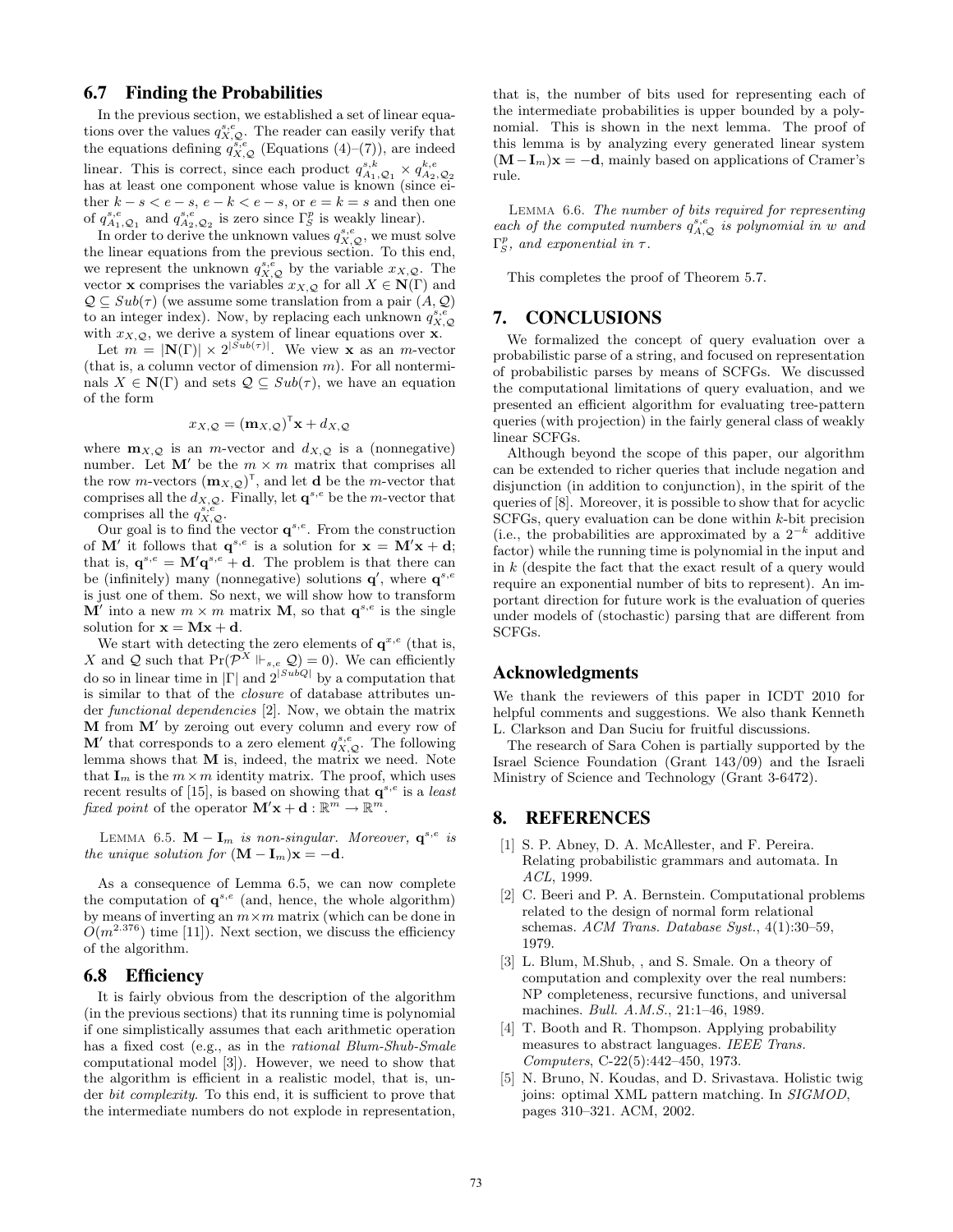### 6.7 Finding the Probabilities

In the previous section, we established a set of linear equations over the values $q^{s,e}_{X,\mathcal{Q}}$. The reader can easily verify that the equations defining $q^{s,e}_{X,\mathcal{Q}}$ (Equations (4)–(7)), are indeed linear. This is correct, since each product $q^{s,k}_{A_1,\mathcal{Q}_1} \times q^{k,e}_{A_2,\mathcal{Q}_2}$ has at least one component whose value is known (since either $k - s < e - s$, $e - k < e - s$, or $e = k = s$ and then one of $q^{s,e}_{A_1,\mathcal{Q}_1}$ and $q^{s,e}_{A_2,\mathcal{Q}_2}$ is zero since $\Gamma^p_S$ is weakly linear).

In order to derive the unknown values $q^{s,e}_{X,\mathcal{Q}}$, we must solve the linear equations from the previous section. To this end, we represent the unknown $q^{s,e}_{X,\mathcal{Q}}$ by the variable $x_{X,\mathcal{Q}}$. The vector $\mathbf{x}$ comprises the variables $x_{X,\mathcal{Q}}$ for all $X \in \mathbf{N}(\Gamma)$ and $\mathcal{Q} \subseteq Sub(\tau)$ (we assume some translation from a pair $(A, \mathcal{Q})$ to an integer index). Now, by replacing each unknown $q^{s,e}_{X,\mathcal{Q}}$ with $x_{X,\mathcal{Q}}$, we derive a system of linear equations over $\mathbf{x}$.

Let $m = |\mathbf{N}(\Gamma)| \times 2^{|Sub(\tau)|}$. We view $\mathbf{x}$ as an $m$-vector (that is, a column vector of dimension $m$). For all nonterminals $X \in \mathbf{N}(\Gamma)$ and sets $\mathcal{Q} \subseteq Sub(\tau)$, we have an equation of the form

$$x_{X,\mathcal{Q}} = (\mathbf{m}_{X,\mathcal{Q}})^{\intercal}\mathbf{x} + d_{X,\mathcal{Q}}$$

where $\mathbf{m}_{X,\mathcal{Q}}$ is an $m$-vector and $d_{X,\mathcal{Q}}$ is a (nonnegative) number. Let $\mathbf{M}'$ be the $m \times m$ matrix that comprises all the row $m$-vectors $(\mathbf{m}_{X,\mathcal{Q}})^{\intercal}$, and let $\mathbf{d}$ be the $m$-vector that comprises all the $d_{X,\mathcal{Q}}$. Finally, let $\mathbf{q}^{s,e}$ be the $m$-vector that comprises all the $q^{s,e}_{X,\mathcal{Q}}$.

Our goal is to find the vector $\mathbf{q}^{s,e}$. From the construction of $\mathbf{M}'$ it follows that $\mathbf{q}^{s,e}$ is a solution for $\mathbf{x} = \mathbf{M}'\mathbf{x} + \mathbf{d}$; that is, $\mathbf{q}^{s,e} = \mathbf{M}'\mathbf{q}^{s,e} + \mathbf{d}$. The problem is that there can be (infinitely) many (nonnegative) solutions $\mathbf{q}'$, where $\mathbf{q}^{s,e}$ is just one of them. So next, we will show how to transform $\mathbf{M}'$ into a new $m \times m$ matrix $\mathbf{M}$, so that $\mathbf{q}^{s,e}$ is the single solution for $\mathbf{x} = \mathbf{M}\mathbf{x} + \mathbf{d}$.

We start with detecting the zero elements of $\mathbf{q}^{x,e}$ (that is, $X$ and $\mathcal{Q}$ such that $\Pr(\mathcal{P}^X \Vdash_{s,e} \mathcal{Q}) = 0$). We can efficiently do so in linear time in $|\Gamma|$ and $2^{|SubQ|}$ by a computation that is similar to that of the *closure* of database attributes under *functional dependencies* [2]. Now, we obtain the matrix $\mathbf{M}$ from $\mathbf{M}'$ by zeroing out every column and every row of $\mathbf{M}'$ that corresponds to a zero element $q^{s,e}_{X,\mathcal{Q}}$. The following lemma shows that $\mathbf{M}$ is, indeed, the matrix we need. Note that $\mathbf{I}_m$ is the $m \times m$ identity matrix. The proof, which uses recent results of [15], is based on showing that $\mathbf{q}^{s,e}$ is a *least fixed point* of the operator $\mathbf{M}'\mathbf{x} + \mathbf{d} : \mathbb{R}^m \to \mathbb{R}^m$.

Lemma 6.5. *$\mathbf{M} - \mathbf{I}_m$ is non-singular. Moreover, $\mathbf{q}^{s,e}$ is the unique solution for $(\mathbf{M} - \mathbf{I}_m)\mathbf{x} = -\mathbf{d}$.*

As a consequence of Lemma 6.5, we can now complete the computation of $\mathbf{q}^{s,e}$ (and, hence, the whole algorithm) by means of inverting an $m \times m$ matrix (which can be done in $O(m^{2.376})$ time [11]). Next section, we discuss the efficiency of the algorithm.

### 6.8 Efficiency

It is fairly obvious from the description of the algorithm (in the previous sections) that its running time is polynomial if one simplistically assumes that each arithmetic operation has a fixed cost (e.g., as in the *rational Blum-Shub-Smale* computational model [3]). However, we need to show that the algorithm is efficient in a realistic model, that is, under *bit complexity*. To this end, it is sufficient to prove that the intermediate numbers do not explode in representation, that is, the number of bits used for representing each of the intermediate probabilities is upper bounded by a polynomial. This is shown in the next lemma. The proof of this lemma is by analyzing every generated linear system $(\mathbf{M} - \mathbf{I}_m)\mathbf{x} = -\mathbf{d}$, mainly based on applications of Cramer's rule.

Lemma 6.6. *The number of bits required for representing each of the computed numbers $q^{s,e}_{A,\mathcal{Q}}$ is polynomial in $w$ and $\Gamma^p_S$, and exponential in $\tau$.*

This completes the proof of Theorem 5.7.

## 7. CONCLUSIONS

We formalized the concept of query evaluation over a probabilistic parse of a string, and focused on representation of probabilistic parses by means of SCFGs. We discussed the computational limitations of query evaluation, and we presented an efficient algorithm for evaluating tree-pattern queries (with projection) in the fairly general class of weakly linear SCFGs.

Although beyond the scope of this paper, our algorithm can be extended to richer queries that include negation and disjunction (in addition to conjunction), in the spirit of the queries of [8]. Moreover, it is possible to show that for acyclic SCFGs, query evaluation can be done within $k$-bit precision (i.e., the probabilities are approximated by a $2^{-k}$ additive factor) while the running time is polynomial in the input and in $k$ (despite the fact that the exact result of a query would require an exponential number of bits to represent). An important direction for future work is the evaluation of queries under models of (stochastic) parsing that are different from SCFGs.

## Acknowledgments

We thank the reviewers of this paper in ICDT 2010 for helpful comments and suggestions. We also thank Kenneth L. Clarkson and Dan Suciu for fruitful discussions.

The research of Sara Cohen is partially supported by the Israel Science Foundation (Grant 143/09) and the Israeli Ministry of Science and Technology (Grant 3-6472).

## 8. REFERENCES

[1] S. P. Abney, D. A. McAllester, and F. Pereira. Relating probabilistic grammars and automata. In *ACL*, 1999.

[2] C. Beeri and P. A. Bernstein. Computational problems related to the design of normal form relational schemas. *ACM Trans. Database Syst.*, 4(1):30–59, 1979.

[3] L. Blum, M.Shub, , and S. Smale. On a theory of computation and complexity over the real numbers: NP completeness, recursive functions, and universal machines. *Bull. A.M.S.*, 21:1–46, 1989.

[4] T. Booth and R. Thompson. Applying probability measures to abstract languages. *IEEE Trans. Computers*, C-22(5):442–450, 1973.

[5] N. Bruno, N. Koudas, and D. Srivastava. Holistic twig joins: optimal XML pattern matching. In *SIGMOD*, pages 310–321. ACM, 2002.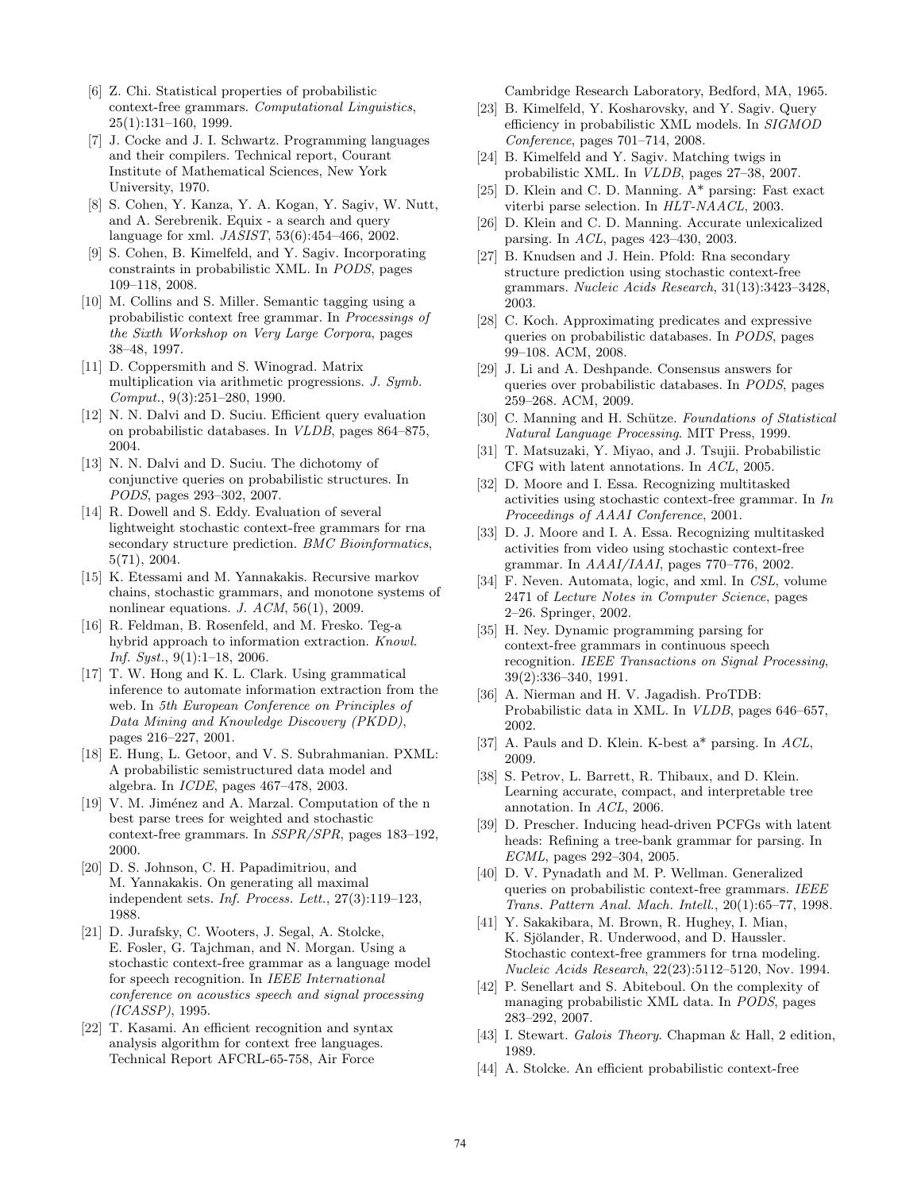- [6] Z. Chi. Statistical properties of probabilistic context-free grammars. *Computational Linguistics*, 25(1):131–160, 1999.
- [7] J. Cocke and J. I. Schwartz. Programming languages and their compilers. Technical report, Courant Institute of Mathematical Sciences, New York University, 1970.
- [8] S. Cohen, Y. Kanza, Y. A. Kogan, Y. Sagiv, W. Nutt, and A. Serebrenik. Equix - a search and query language for xml. *JASIST*, 53(6):454–466, 2002.
- [9] S. Cohen, B. Kimelfeld, and Y. Sagiv. Incorporating constraints in probabilistic XML. In *PODS*, pages 109–118, 2008.
- [10] M. Collins and S. Miller. Semantic tagging using a probabilistic context free grammar. In *Processings of the Sixth Workshop on Very Large Corpora*, pages 38–48, 1997.
- [11] D. Coppersmith and S. Winograd. Matrix multiplication via arithmetic progressions. *J. Symb. Comput.*, 9(3):251–280, 1990.
- [12] N. N. Dalvi and D. Suciu. Efficient query evaluation on probabilistic databases. In *VLDB*, pages 864–875, 2004.
- [13] N. N. Dalvi and D. Suciu. The dichotomy of conjunctive queries on probabilistic structures. In *PODS*, pages 293–302, 2007.
- [14] R. Dowell and S. Eddy. Evaluation of several lightweight stochastic context-free grammars for rna secondary structure prediction. *BMC Bioinformatics*, 5(71), 2004.
- [15] K. Etessami and M. Yannakakis. Recursive markov chains, stochastic grammars, and monotone systems of nonlinear equations. *J. ACM*, 56(1), 2009.
- [16] R. Feldman, B. Rosenfeld, and M. Fresko. Teg-a hybrid approach to information extraction. *Knowl. Inf. Syst.*, 9(1):1–18, 2006.
- [17] T. W. Hong and K. L. Clark. Using grammatical inference to automate information extraction from the web. In *5th European Conference on Principles of Data Mining and Knowledge Discovery (PKDD)*, pages 216–227, 2001.
- [18] E. Hung, L. Getoor, and V. S. Subrahmanian. PXML: A probabilistic semistructured data model and algebra. In *ICDE*, pages 467–478, 2003.
- [19] V. M. Jiménez and A. Marzal. Computation of the n best parse trees for weighted and stochastic context-free grammars. In *SSPR/SPR*, pages 183–192, 2000.
- [20] D. S. Johnson, C. H. Papadimitriou, and M. Yannakakis. On generating all maximal independent sets. *Inf. Process. Lett.*, 27(3):119–123, 1988.
- [21] D. Jurafsky, C. Wooters, J. Segal, A. Stolcke, E. Fosler, G. Tajchman, and N. Morgan. Using a stochastic context-free grammar as a language model for speech recognition. In *IEEE International conference on acoustics speech and signal processing (ICASSP)*, 1995.
- [22] T. Kasami. An efficient recognition and syntax analysis algorithm for context free languages. Technical Report AFCRL-65-758, Air Force Cambridge Research Laboratory, Bedford, MA, 1965.
- [23] B. Kimelfeld, Y. Kosharovsky, and Y. Sagiv. Query efficiency in probabilistic XML models. In *SIGMOD Conference*, pages 701–714, 2008.
- [24] B. Kimelfeld and Y. Sagiv. Matching twigs in probabilistic XML. In *VLDB*, pages 27–38, 2007.
- [25] D. Klein and C. D. Manning. A* parsing: Fast exact viterbi parse selection. In *HLT-NAACL*, 2003.
- [26] D. Klein and C. D. Manning. Accurate unlexicalized parsing. In *ACL*, pages 423–430, 2003.
- [27] B. Knudsen and J. Hein. Pfold: Rna secondary structure prediction using stochastic context-free grammars. *Nucleic Acids Research*, 31(13):3423–3428, 2003.
- [28] C. Koch. Approximating predicates and expressive queries on probabilistic databases. In *PODS*, pages 99–108. ACM, 2008.
- [29] J. Li and A. Deshpande. Consensus answers for queries over probabilistic databases. In *PODS*, pages 259–268. ACM, 2009.
- [30] C. Manning and H. Schütze. *Foundations of Statistical Natural Language Processing*. MIT Press, 1999.
- [31] T. Matsuzaki, Y. Miyao, and J. Tsujii. Probabilistic CFG with latent annotations. In *ACL*, 2005.
- [32] D. Moore and I. Essa. Recognizing multitasked activities using stochastic context-free grammar. In *In Proceedings of AAAI Conference*, 2001.
- [33] D. J. Moore and I. A. Essa. Recognizing multitasked activities from video using stochastic context-free grammar. In *AAAI/IAAI*, pages 770–776, 2002.
- [34] F. Neven. Automata, logic, and xml. In *CSL*, volume 2471 of *Lecture Notes in Computer Science*, pages 2–26. Springer, 2002.
- [35] H. Ney. Dynamic programming parsing for context-free grammars in continuous speech recognition. *IEEE Transactions on Signal Processing*, 39(2):336–340, 1991.
- [36] A. Nierman and H. V. Jagadish. ProTDB: Probabilistic data in XML. In *VLDB*, pages 646–657, 2002.
- [37] A. Pauls and D. Klein. K-best a* parsing. In *ACL*, 2009.
- [38] S. Petrov, L. Barrett, R. Thibaux, and D. Klein. Learning accurate, compact, and interpretable tree annotation. In *ACL*, 2006.
- [39] D. Prescher. Inducing head-driven PCFGs with latent heads: Refining a tree-bank grammar for parsing. In *ECML*, pages 292–304, 2005.
- [40] D. V. Pynadath and M. P. Wellman. Generalized queries on probabilistic context-free grammars. *IEEE Trans. Pattern Anal. Mach. Intell.*, 20(1):65–77, 1998.
- [41] Y. Sakakibara, M. Brown, R. Hughey, I. Mian, K. Sjölander, R. Underwood, and D. Haussler. Stochastic context-free grammers for trna modeling. *Nucleic Acids Research*, 22(23):5112–5120, Nov. 1994.
- [42] P. Senellart and S. Abiteboul. On the complexity of managing probabilistic XML data. In *PODS*, pages 283–292, 2007.
- [43] I. Stewart. *Galois Theory*. Chapman & Hall, 2 edition, 1989.
- [44] A. Stolcke. An efficient probabilistic context-free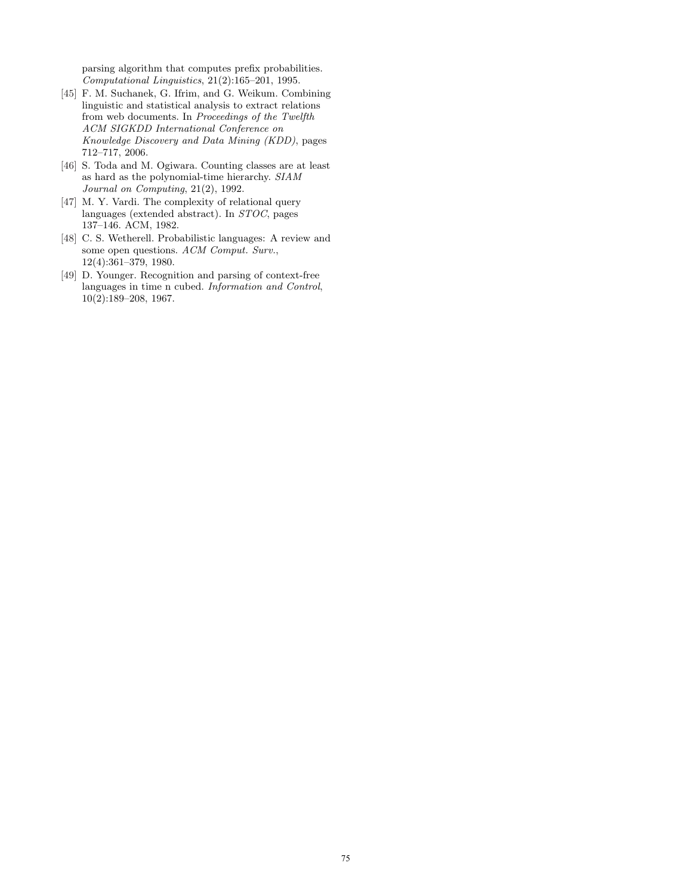parsing algorithm that computes prefix probabilities. *Computational Linguistics*, 21(2):165–201, 1995.

[45] F. M. Suchanek, G. Ifrim, and G. Weikum. Combining linguistic and statistical analysis to extract relations from web documents. In *Proceedings of the Twelfth ACM SIGKDD International Conference on Knowledge Discovery and Data Mining (KDD)*, pages 712–717, 2006.

[46] S. Toda and M. Ogiwara. Counting classes are at least as hard as the polynomial-time hierarchy. *SIAM Journal on Computing*, 21(2), 1992.

[47] M. Y. Vardi. The complexity of relational query languages (extended abstract). In *STOC*, pages 137–146. ACM, 1982.

[48] C. S. Wetherell. Probabilistic languages: A review and some open questions. *ACM Comput. Surv.*, 12(4):361–379, 1980.

[49] D. Younger. Recognition and parsing of context-free languages in time n cubed. *Information and Control*, 10(2):189–208, 1967.